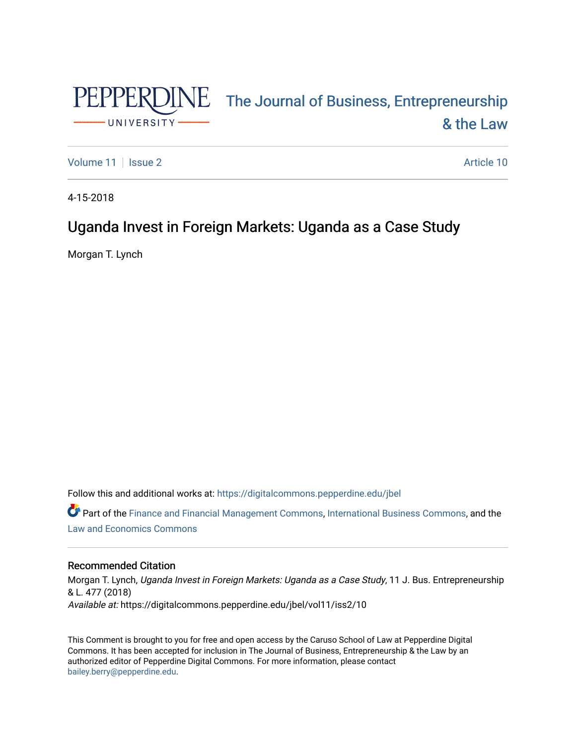PEPPERDINE UNIVERSITY

# The Journal of Business, Entrepreneurship & the Law

Volume 11 | Issue 2 | Article 10

4-15-2018

## Uganda Invest in Foreign Markets: Uganda as a Case Study

Morgan T. Lynch

Follow this and additional works at: https://digitalcommons.pepperdine.edu/jbel

Part of the Finance and Financial Management Commons, International Business Commons, and the Law and Economics Commons

### Recommended Citation

Morgan T. Lynch, *Uganda Invest in Foreign Markets: Uganda as a Case Study*, 11 J. Bus. Entrepreneurship & L. 477 (2018)
*Available at:* https://digitalcommons.pepperdine.edu/jbel/vol11/iss2/10

This Comment is brought to you for free and open access by the Caruso School of Law at Pepperdine Digital Commons. It has been accepted for inclusion in The Journal of Business, Entrepreneurship & the Law by an authorized editor of Pepperdine Digital Commons. For more information, please contact bailey.berry@pepperdine.edu.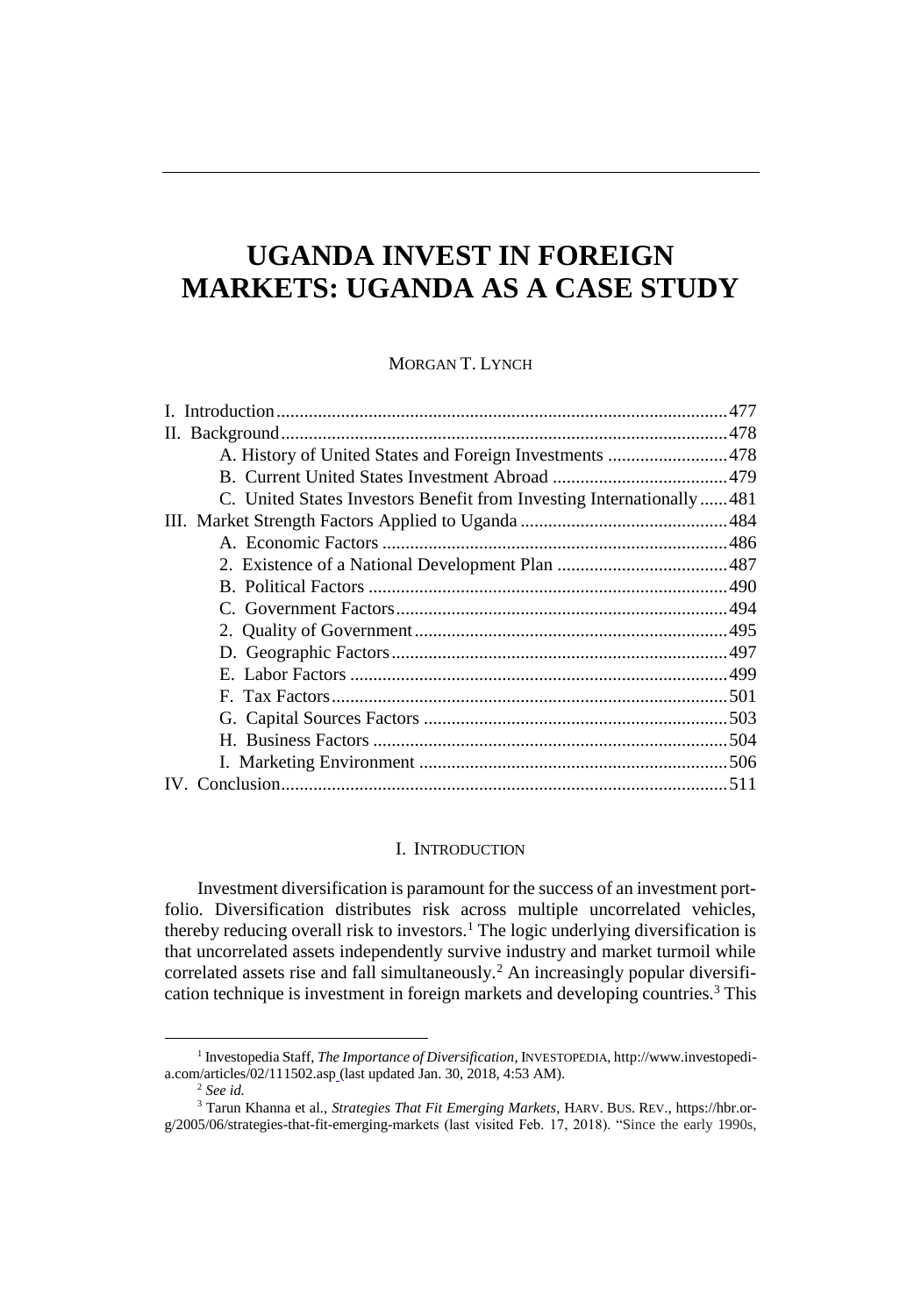# UGANDA INVEST IN FOREIGN MARKETS: UGANDA AS A CASE STUDY

MORGAN T. LYNCH

| | |
|---|---|
| I. Introduction | 477 |
| II. Background | 478 |
| A. History of United States and Foreign Investments | 478 |
| B. Current United States Investment Abroad | 479 |
| C. United States Investors Benefit from Investing Internationally | 481 |
| III. Market Strength Factors Applied to Uganda | 484 |
| A. Economic Factors | 486 |
| 2. Existence of a National Development Plan | 487 |
| B. Political Factors | 490 |
| C. Government Factors | 494 |
| 2. Quality of Government | 495 |
| D. Geographic Factors | 497 |
| E. Labor Factors | 499 |
| F. Tax Factors | 501 |
| G. Capital Sources Factors | 503 |
| H. Business Factors | 504 |
| I. Marketing Environment | 506 |
| IV. Conclusion | 511 |

## I. INTRODUCTION

Investment diversification is paramount for the success of an investment portfolio. Diversification distributes risk across multiple uncorrelated vehicles, thereby reducing overall risk to investors.[1] The logic underlying diversification is that uncorrelated assets independently survive industry and market turmoil while correlated assets rise and fall simultaneously.[2] An increasingly popular diversification technique is investment in foreign markets and developing countries.[3] This

[1] Investopedia Staff, *The Importance of Diversification*, INVESTOPEDIA, http://www.investopedia.com/articles/02/111502.asp (last updated Jan. 30, 2018, 4:53 AM).

[2] *See id.*

[3] Tarun Khanna et al., *Strategies That Fit Emerging Markets*, HARV. BUS. REV., https://hbr.org/2005/06/strategies-that-fit-emerging-markets (last visited Feb. 17, 2018). "Since the early 1990s,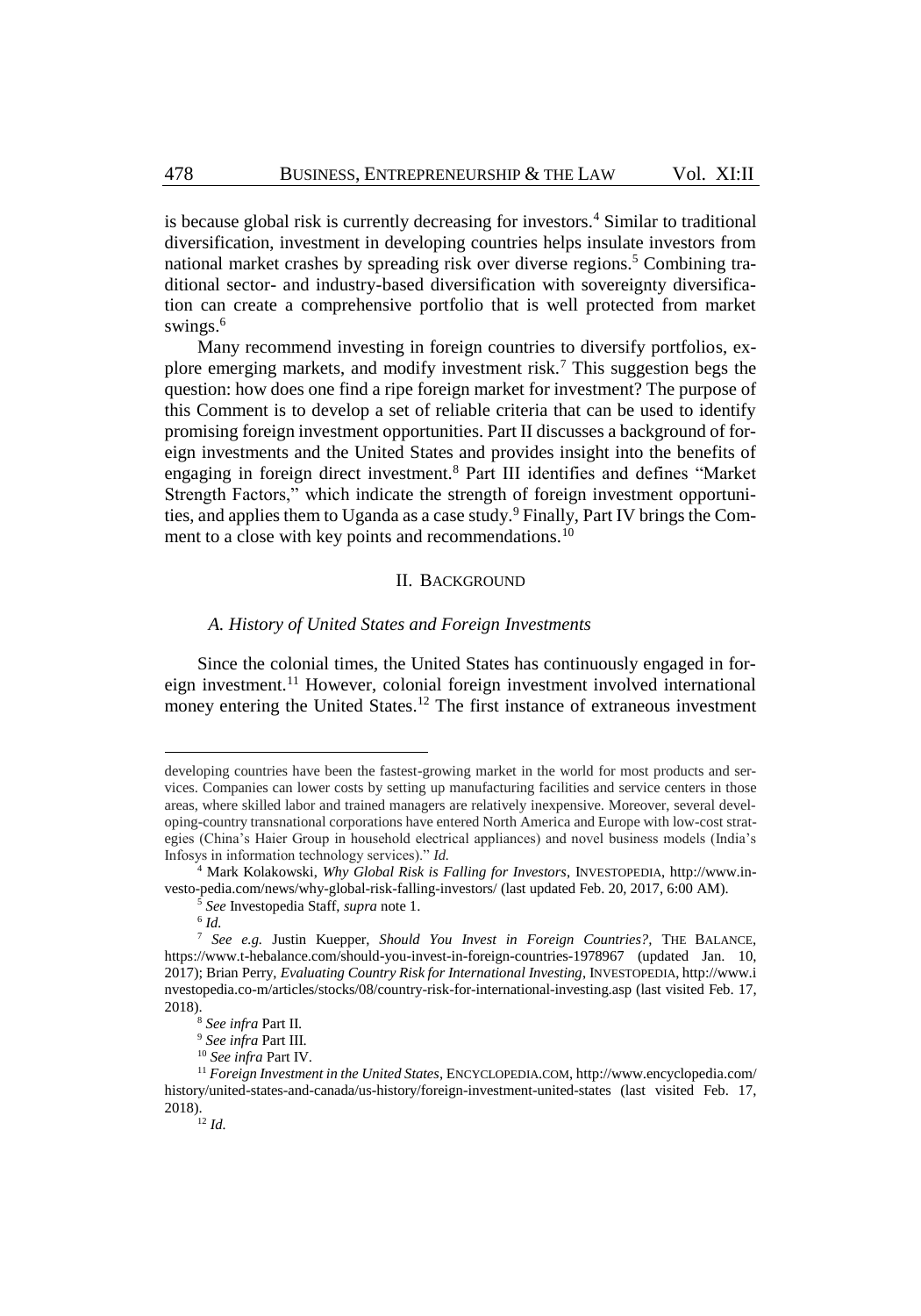is because global risk is currently decreasing for investors.[4] Similar to traditional diversification, investment in developing countries helps insulate investors from national market crashes by spreading risk over diverse regions.[5] Combining traditional sector- and industry-based diversification with sovereignty diversification can create a comprehensive portfolio that is well protected from market swings.[6]

Many recommend investing in foreign countries to diversify portfolios, explore emerging markets, and modify investment risk.[7] This suggestion begs the question: how does one find a ripe foreign market for investment? The purpose of this Comment is to develop a set of reliable criteria that can be used to identify promising foreign investment opportunities. Part II discusses a background of foreign investments and the United States and provides insight into the benefits of engaging in foreign direct investment.[8] Part III identifies and defines "Market Strength Factors," which indicate the strength of foreign investment opportunities, and applies them to Uganda as a case study.[9] Finally, Part IV brings the Comment to a close with key points and recommendations.[10]

## II. Background

### *A. History of United States and Foreign Investments*

Since the colonial times, the United States has continuously engaged in foreign investment.[11] However, colonial foreign investment involved international money entering the United States.[12] The first instance of extraneous investment

---

developing countries have been the fastest-growing market in the world for most products and services. Companies can lower costs by setting up manufacturing facilities and service centers in those areas, where skilled labor and trained managers are relatively inexpensive. Moreover, several developing-country transnational corporations have entered North America and Europe with low-cost strategies (China's Haier Group in household electrical appliances) and novel business models (India's Infosys in information technology services)." *Id.*

[4] Mark Kolakowski, *Why Global Risk is Falling for Investors*, INVESTOPEDIA, http://www.investo-pedia.com/news/why-global-risk-falling-investors/ (last updated Feb. 20, 2017, 6:00 AM).

[5] *See* Investopedia Staff, *supra* note 1.

[6] *Id.*

[7] *See e.g.* Justin Kuepper, *Should You Invest in Foreign Countries?*, THE BALANCE, https://www.t-hebalance.com/should-you-invest-in-foreign-countries-1978967 (updated Jan. 10, 2017); Brian Perry, *Evaluating Country Risk for International Investing*, INVESTOPEDIA, http://www.investopedia.co-m/articles/stocks/08/country-risk-for-international-investing.asp (last visited Feb. 17, 2018).

[8] *See infra* Part II.

[9] *See infra* Part III.

[10] *See infra* Part IV.

[11] *Foreign Investment in the United States*, ENCYCLOPEDIA.COM, http://www.encyclopedia.com/history/united-states-and-canada/us-history/foreign-investment-united-states (last visited Feb. 17, 2018).

[12] *Id.*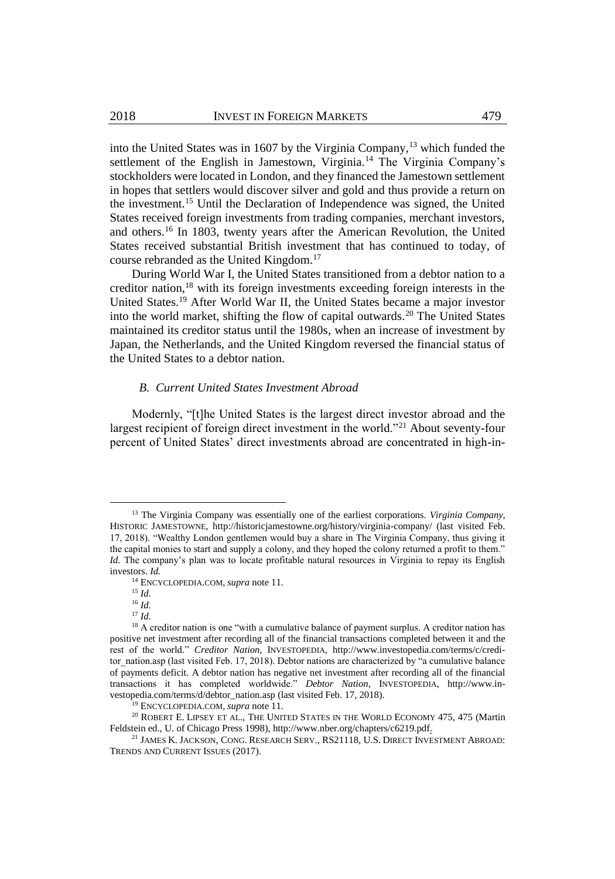into the United States was in 1607 by the Virginia Company,[13] which funded the settlement of the English in Jamestown, Virginia.[14] The Virginia Company's stockholders were located in London, and they financed the Jamestown settlement in hopes that settlers would discover silver and gold and thus provide a return on the investment.[15] Until the Declaration of Independence was signed, the United States received foreign investments from trading companies, merchant investors, and others.[16] In 1803, twenty years after the American Revolution, the United States received substantial British investment that has continued to today, of course rebranded as the United Kingdom.[17]

During World War I, the United States transitioned from a debtor nation to a creditor nation,[18] with its foreign investments exceeding foreign interests in the United States.[19] After World War II, the United States became a major investor into the world market, shifting the flow of capital outwards.[20] The United States maintained its creditor status until the 1980s, when an increase of investment by Japan, the Netherlands, and the United Kingdom reversed the financial status of the United States to a debtor nation.

### *B. Current United States Investment Abroad*

Modernly, "[t]he United States is the largest direct investor abroad and the largest recipient of foreign direct investment in the world."[21] About seventy-four percent of United States' direct investments abroad are concentrated in high-in-

---

[13] The Virginia Company was essentially one of the earliest corporations. *Virginia Company*, HISTORIC JAMESTOWNE, http://historicjamestowne.org/history/virginia-company/ (last visited Feb. 17, 2018). "Wealthy London gentlemen would buy a share in The Virginia Company, thus giving it the capital monies to start and supply a colony, and they hoped the colony returned a profit to them." *Id.* The company's plan was to locate profitable natural resources in Virginia to repay its English investors. *Id.*

[14] ENCYCLOPEDIA.COM, *supra* note 11.

[15] *Id.*

[16] *Id.*

[17] *Id.*

[18] A creditor nation is one "with a cumulative balance of payment surplus. A creditor nation has positive net investment after recording all of the financial transactions completed between it and the rest of the world." *Creditor Nation*, INVESTOPEDIA, http://www.investopedia.com/terms/c/creditor_nation.asp (last visited Feb. 17, 2018). Debtor nations are characterized by "a cumulative balance of payments deficit. A debtor nation has negative net investment after recording all of the financial transactions it has completed worldwide." *Debtor Nation*, INVESTOPEDIA, http://www.investopedia.com/terms/d/debtor_nation.asp (last visited Feb. 17, 2018).

[19] ENCYCLOPEDIA.COM, *supra* note 11.

[20] ROBERT E. LIPSEY ET AL., THE UNITED STATES IN THE WORLD ECONOMY 475, 475 (Martin Feldstein ed., U. of Chicago Press 1998), http://www.nber.org/chapters/c6219.pdf.

[21] JAMES K. JACKSON, CONG. RESEARCH SERV., RS21118, U.S. DIRECT INVESTMENT ABROAD: TRENDS AND CURRENT ISSUES (2017).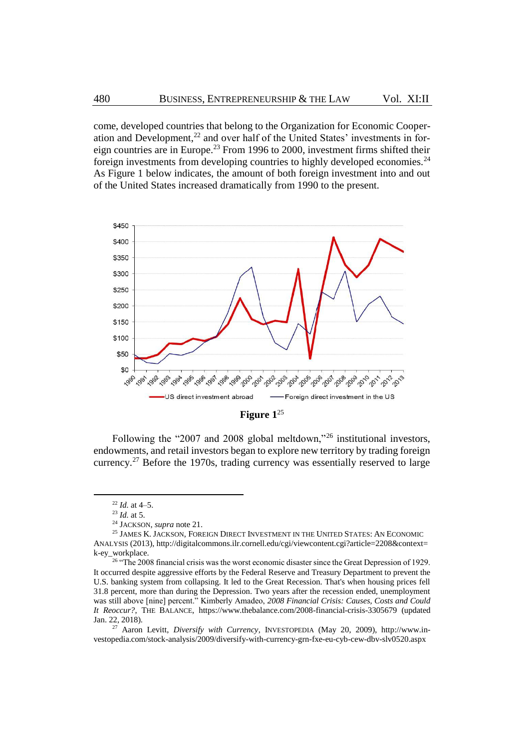come, developed countries that belong to the Organization for Economic Cooperation and Development,[22] and over half of the United States' investments in foreign countries are in Europe.[23] From 1996 to 2000, investment firms shifted their foreign investments from developing countries to highly developed economies.[24] As Figure 1 below indicates, the amount of both foreign investment into and out of the United States increased dramatically from 1990 to the present.

**Figure 1**[25]

Following the "2007 and 2008 global meltdown,"[26] institutional investors, endowments, and retail investors began to explore new territory by trading foreign currency.[27] Before the 1970s, trading currency was essentially reserved to large

---

[22] *Id.* at 4–5.

[23] *Id.* at 5.

[24] JACKSON, *supra* note 21.

[25] JAMES K. JACKSON, FOREIGN DIRECT INVESTMENT IN THE UNITED STATES: AN ECONOMIC ANALYSIS (2013), http://digitalcommons.ilr.cornell.edu/cgi/viewcontent.cgi?article=2208&context=k-ey_workplace.

[26] "The 2008 financial crisis was the worst economic disaster since the Great Depression of 1929. It occurred despite aggressive efforts by the Federal Reserve and Treasury Department to prevent the U.S. banking system from collapsing. It led to the Great Recession. That's when housing prices fell 31.8 percent, more than during the Depression. Two years after the recession ended, unemployment was still above [nine] percent." Kimberly Amadeo, *2008 Financial Crisis: Causes, Costs and Could It Reoccur?*, THE BALANCE, https://www.thebalance.com/2008-financial-crisis-3305679 (updated Jan. 22, 2018).

[27] Aaron Levitt, *Diversify with Currency*, INVESTOPEDIA (May 20, 2009), http://www.investopedia.com/stock-analysis/2009/diversify-with-currency-grn-fxe-eu-cyb-cew-dbv-slv0520.aspx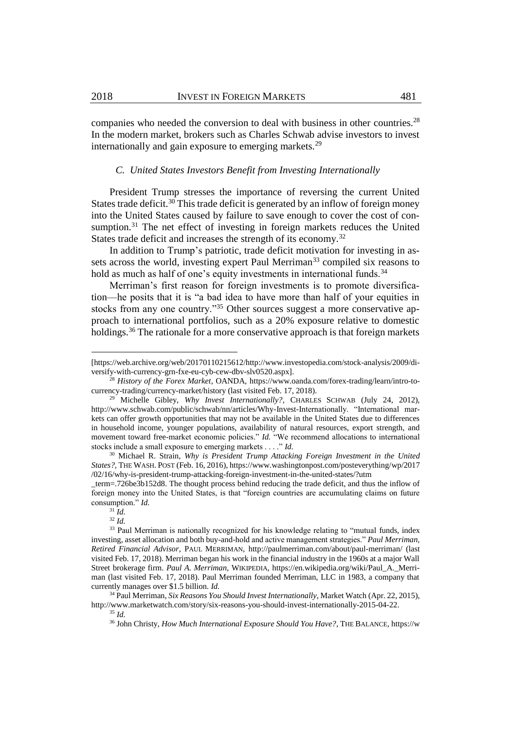companies who needed the conversion to deal with business in other countries.[28] In the modern market, brokers such as Charles Schwab advise investors to invest internationally and gain exposure to emerging markets.[29]

### *C. United States Investors Benefit from Investing Internationally*

President Trump stresses the importance of reversing the current United States trade deficit.[30] This trade deficit is generated by an inflow of foreign money into the United States caused by failure to save enough to cover the cost of consumption.[31] The net effect of investing in foreign markets reduces the United States trade deficit and increases the strength of its economy.[32]

In addition to Trump's patriotic, trade deficit motivation for investing in assets across the world, investing expert Paul Merriman[33] compiled six reasons to hold as much as half of one's equity investments in international funds.[34]

Merriman's first reason for foreign investments is to promote diversification—he posits that it is "a bad idea to have more than half of your equities in stocks from any one country."[35] Other sources suggest a more conservative approach to international portfolios, such as a 20% exposure relative to domestic holdings.[36] The rationale for a more conservative approach is that foreign markets

---

[https://web.archive.org/web/20170110215612/http://www.investopedia.com/stock-analysis/2009/diversify-with-currency-grn-fxe-eu-cyb-cew-dbv-slv0520.aspx].

[28] *History of the Forex Market*, OANDA, https://www.oanda.com/forex-trading/learn/intro-to-currency-trading/currency-market/history (last visited Feb. 17, 2018).

[29] Michelle Gibley, *Why Invest Internationally?*, CHARLES SCHWAB (July 24, 2012), http://www.schwab.com/public/schwab/nn/articles/Why-Invest-Internationally. "International markets can offer growth opportunities that may not be available in the United States due to differences in household income, younger populations, availability of natural resources, export strength, and movement toward free-market economic policies." *Id.* "We recommend allocations to international stocks include a small exposure to emerging markets . . . ." *Id.*

[30] Michael R. Strain, *Why is President Trump Attacking Foreign Investment in the United States?*, THE WASH. POST (Feb. 16, 2016), https://www.washingtonpost.com/posteverything/wp/2017/02/16/why-is-president-trump-attacking-foreign-investment-in-the-united-states/?utm_term=.726be3b152d8. The thought process behind reducing the trade deficit, and thus the inflow of foreign money into the United States, is that "foreign countries are accumulating claims on future consumption." *Id.*

[31] *Id.*

[32] *Id.*

[33] Paul Merriman is nationally recognized for his knowledge relating to "mutual funds, index investing, asset allocation and both buy-and-hold and active management strategies." *Paul Merriman, Retired Financial Advisor*, PAUL MERRIMAN, http://paulmerriman.com/about/paul-merriman/ (last visited Feb. 17, 2018). Merriman began his work in the financial industry in the 1960s at a major Wall Street brokerage firm. *Paul A. Merriman*, WIKIPEDIA, https://en.wikipedia.org/wiki/Paul_A._Merriman (last visited Feb. 17, 2018). Paul Merriman founded Merriman, LLC in 1983, a company that currently manages over $1.5 billion. *Id.*

[34] Paul Merriman, *Six Reasons You Should Invest Internationally*, Market Watch (Apr. 22, 2015), http://www.marketwatch.com/story/six-reasons-you-should-invest-internationally-2015-04-22.

[35] *Id.*

[36] John Christy, *How Much International Exposure Should You Have?*, THE BALANCE, https://w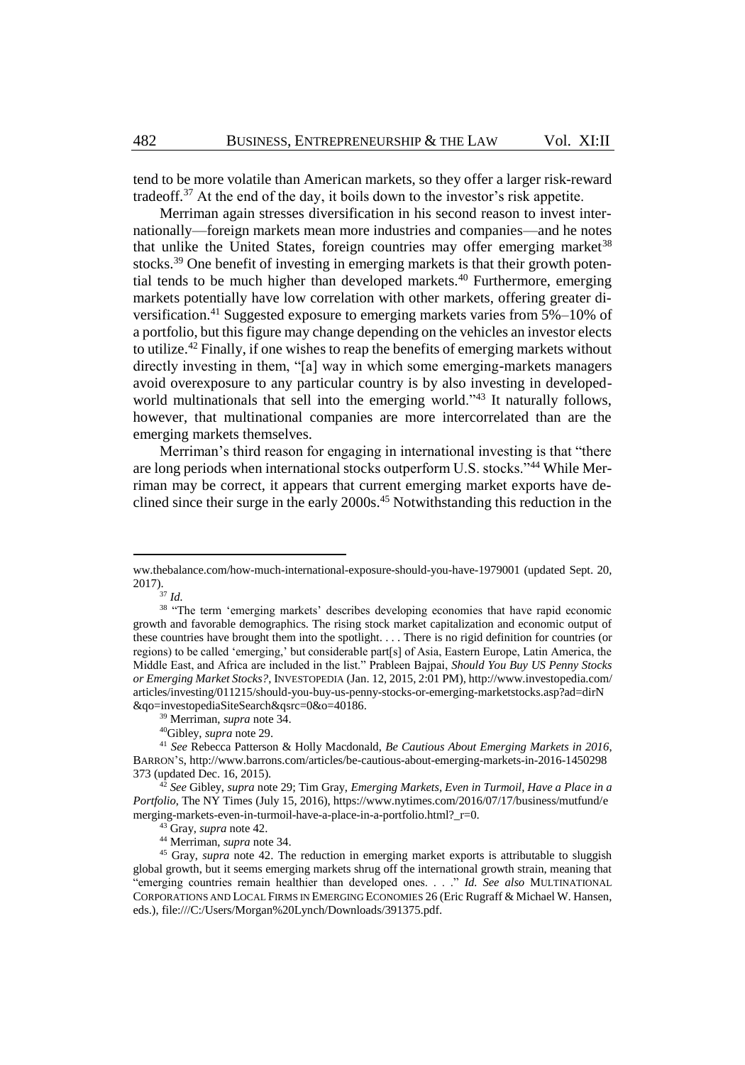tend to be more volatile than American markets, so they offer a larger risk-reward tradeoff.[37] At the end of the day, it boils down to the investor's risk appetite.

Merriman again stresses diversification in his second reason to invest internationally—foreign markets mean more industries and companies—and he notes that unlike the United States, foreign countries may offer emerging market[38] stocks.[39] One benefit of investing in emerging markets is that their growth potential tends to be much higher than developed markets.[40] Furthermore, emerging markets potentially have low correlation with other markets, offering greater diversification.[41] Suggested exposure to emerging markets varies from 5%–10% of a portfolio, but this figure may change depending on the vehicles an investor elects to utilize.[42] Finally, if one wishes to reap the benefits of emerging markets without directly investing in them, "[a] way in which some emerging-markets managers avoid overexposure to any particular country is by also investing in developed-world multinationals that sell into the emerging world."[43] It naturally follows, however, that multinational companies are more intercorrelated than are the emerging markets themselves.

Merriman's third reason for engaging in international investing is that "there are long periods when international stocks outperform U.S. stocks."[44] While Merriman may be correct, it appears that current emerging market exports have declined since their surge in the early 2000s.[45] Notwithstanding this reduction in the

---

ww.thebalance.com/how-much-international-exposure-should-you-have-1979001 (updated Sept. 20, 2017).

[37] *Id.*

[38] "The term 'emerging markets' describes developing economies that have rapid economic growth and favorable demographics. The rising stock market capitalization and economic output of these countries have brought them into the spotlight. . . . There is no rigid definition for countries (or regions) to be called 'emerging,' but considerable part[s] of Asia, Eastern Europe, Latin America, the Middle East, and Africa are included in the list." Prableen Bajpai, *Should You Buy US Penny Stocks or Emerging Market Stocks?*, INVESTOPEDIA (Jan. 12, 2015, 2:01 PM), http://www.investopedia.com/articles/investing/011215/should-you-buy-us-penny-stocks-or-emerging-marketstocks.asp?ad=dirN&qo=investopediaSiteSearch&qsrc=0&o=40186.

[39] Merriman, *supra* note 34.

[40] Gibley, *supra* note 29.

[41] *See* Rebecca Patterson & Holly Macdonald, *Be Cautious About Emerging Markets in 2016*, BARRON'S, http://www.barrons.com/articles/be-cautious-about-emerging-markets-in-2016-1450298373 (updated Dec. 16, 2015).

[42] *See* Gibley, *supra* note 29; Tim Gray, *Emerging Markets, Even in Turmoil, Have a Place in a Portfolio*, The NY Times (July 15, 2016), https://www.nytimes.com/2016/07/17/business/mutfund/emerging-markets-even-in-turmoil-have-a-place-in-a-portfolio.html?_r=0.

[43] Gray, *supra* note 42.

[44] Merriman, *supra* note 34.

[45] Gray, *supra* note 42. The reduction in emerging market exports is attributable to sluggish global growth, but it seems emerging markets shrug off the international growth strain, meaning that "emerging countries remain healthier than developed ones. . . ." *Id. See also* MULTINATIONAL CORPORATIONS AND LOCAL FIRMS IN EMERGING ECONOMIES 26 (Eric Rugraff & Michael W. Hansen, eds.), file:///C:/Users/Morgan%20Lynch/Downloads/391375.pdf.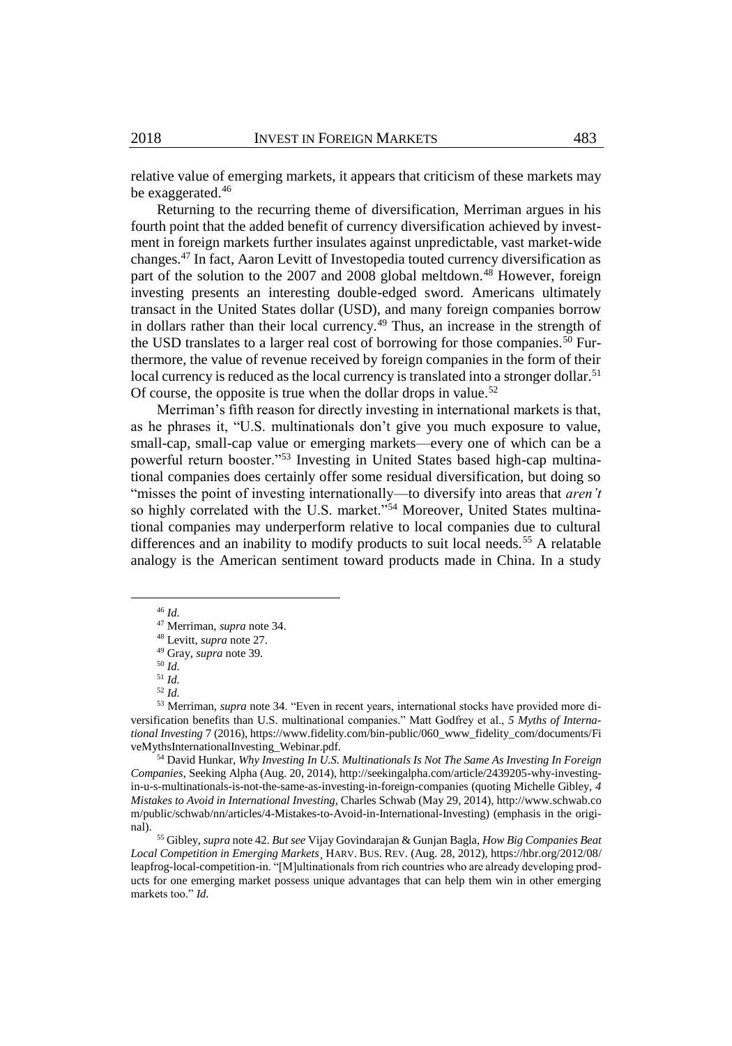relative value of emerging markets, it appears that criticism of these markets may be exaggerated.[46]

Returning to the recurring theme of diversification, Merriman argues in his fourth point that the added benefit of currency diversification achieved by investment in foreign markets further insulates against unpredictable, vast market-wide changes.[47] In fact, Aaron Levitt of Investopedia touted currency diversification as part of the solution to the 2007 and 2008 global meltdown.[48] However, foreign investing presents an interesting double-edged sword. Americans ultimately transact in the United States dollar (USD), and many foreign companies borrow in dollars rather than their local currency.[49] Thus, an increase in the strength of the USD translates to a larger real cost of borrowing for those companies.[50] Furthermore, the value of revenue received by foreign companies in the form of their local currency is reduced as the local currency is translated into a stronger dollar.[51] Of course, the opposite is true when the dollar drops in value.[52]

Merriman's fifth reason for directly investing in international markets is that, as he phrases it, "U.S. multinationals don't give you much exposure to value, small-cap, small-cap value or emerging markets—every one of which can be a powerful return booster."[53] Investing in United States based high-cap multinational companies does certainly offer some residual diversification, but doing so "misses the point of investing internationally—to diversify into areas that *aren't* so highly correlated with the U.S. market."[54] Moreover, United States multinational companies may underperform relative to local companies due to cultural differences and an inability to modify products to suit local needs.[55] A relatable analogy is the American sentiment toward products made in China. In a study

---

[46] *Id.*

[47] Merriman, *supra* note 34.

[48] Levitt, *supra* note 27.

[49] Gray, *supra* note 39.

[50] *Id.*

[51] *Id.*

[52] *Id.*

[53] Merriman, *supra* note 34. "Even in recent years, international stocks have provided more diversification benefits than U.S. multinational companies." Matt Godfrey et al., *5 Myths of International Investing* 7 (2016), https://www.fidelity.com/bin-public/060_www_fidelity_com/documents/FiveMythsInternationalInvesting_Webinar.pdf.

[54] David Hunkar, *Why Investing In U.S. Multinationals Is Not The Same As Investing In Foreign Companies*, Seeking Alpha (Aug. 20, 2014), http://seekingalpha.com/article/2439205-why-investing-in-u-s-multinationals-is-not-the-same-as-investing-in-foreign-companies (quoting Michelle Gibley, *4 Mistakes to Avoid in International Investing*, Charles Schwab (May 29, 2014), http://www.schwab.com/public/schwab/nn/articles/4-Mistakes-to-Avoid-in-International-Investing) (emphasis in the original).

[55] Gibley, *supra* note 42. *But see* Vijay Govindarajan & Gunjan Bagla, *How Big Companies Beat Local Competition in Emerging Markets*¸ HARV. BUS. REV. (Aug. 28, 2012), https://hbr.org/2012/08/leapfrog-local-competition-in. "[M]ultinationals from rich countries who are already developing products for one emerging market possess unique advantages that can help them win in other emerging markets too." *Id.*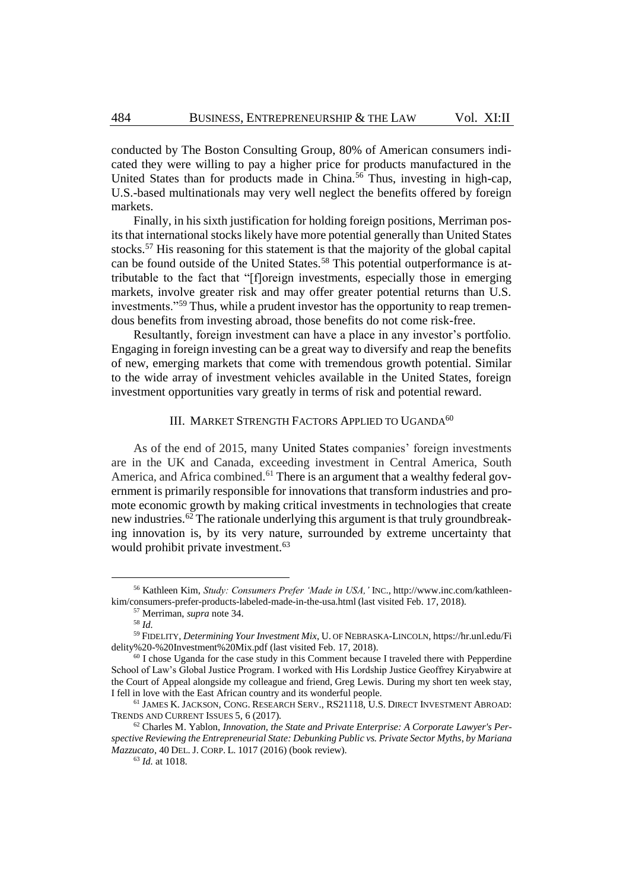conducted by The Boston Consulting Group, 80% of American consumers indicated they were willing to pay a higher price for products manufactured in the United States than for products made in China.[56] Thus, investing in high-cap, U.S.-based multinationals may very well neglect the benefits offered by foreign markets.

Finally, in his sixth justification for holding foreign positions, Merriman posits that international stocks likely have more potential generally than United States stocks.[57] His reasoning for this statement is that the majority of the global capital can be found outside of the United States.[58] This potential outperformance is attributable to the fact that "[f]oreign investments, especially those in emerging markets, involve greater risk and may offer greater potential returns than U.S. investments."[59] Thus, while a prudent investor has the opportunity to reap tremendous benefits from investing abroad, those benefits do not come risk-free.

Resultantly, foreign investment can have a place in any investor's portfolio. Engaging in foreign investing can be a great way to diversify and reap the benefits of new, emerging markets that come with tremendous growth potential. Similar to the wide array of investment vehicles available in the United States, foreign investment opportunities vary greatly in terms of risk and potential reward.

## III. Market Strength Factors Applied to Uganda[60]

As of the end of 2015, many United States companies' foreign investments are in the UK and Canada, exceeding investment in Central America, South America, and Africa combined.[61] There is an argument that a wealthy federal government is primarily responsible for innovations that transform industries and promote economic growth by making critical investments in technologies that create new industries.[62] The rationale underlying this argument is that truly groundbreaking innovation is, by its very nature, surrounded by extreme uncertainty that would prohibit private investment.[63]

---

[56] Kathleen Kim, *Study: Consumers Prefer 'Made in USA,'* INC., http://www.inc.com/kathleen-kim/consumers-prefer-products-labeled-made-in-the-usa.html (last visited Feb. 17, 2018).

[57] Merriman, *supra* note 34.

[58] *Id.*

[59] FIDELITY, *Determining Your Investment Mix*, U. OF NEBRASKA-LINCOLN, https://hr.unl.edu/Fidelity%20-%20Investment%20Mix.pdf (last visited Feb. 17, 2018).

[60] I chose Uganda for the case study in this Comment because I traveled there with Pepperdine School of Law's Global Justice Program. I worked with His Lordship Justice Geoffrey Kiryabwire at the Court of Appeal alongside my colleague and friend, Greg Lewis. During my short ten week stay, I fell in love with the East African country and its wonderful people.

[61] JAMES K. JACKSON, CONG. RESEARCH SERV., RS21118, U.S. DIRECT INVESTMENT ABROAD: TRENDS AND CURRENT ISSUES 5, 6 (2017).

[62] Charles M. Yablon, *Innovation, the State and Private Enterprise: A Corporate Lawyer's Perspective Reviewing the Entrepreneurial State: Debunking Public vs. Private Sector Myths, by Mariana Mazzucato*, 40 DEL. J. CORP. L. 1017 (2016) (book review).

[63] *Id.* at 1018.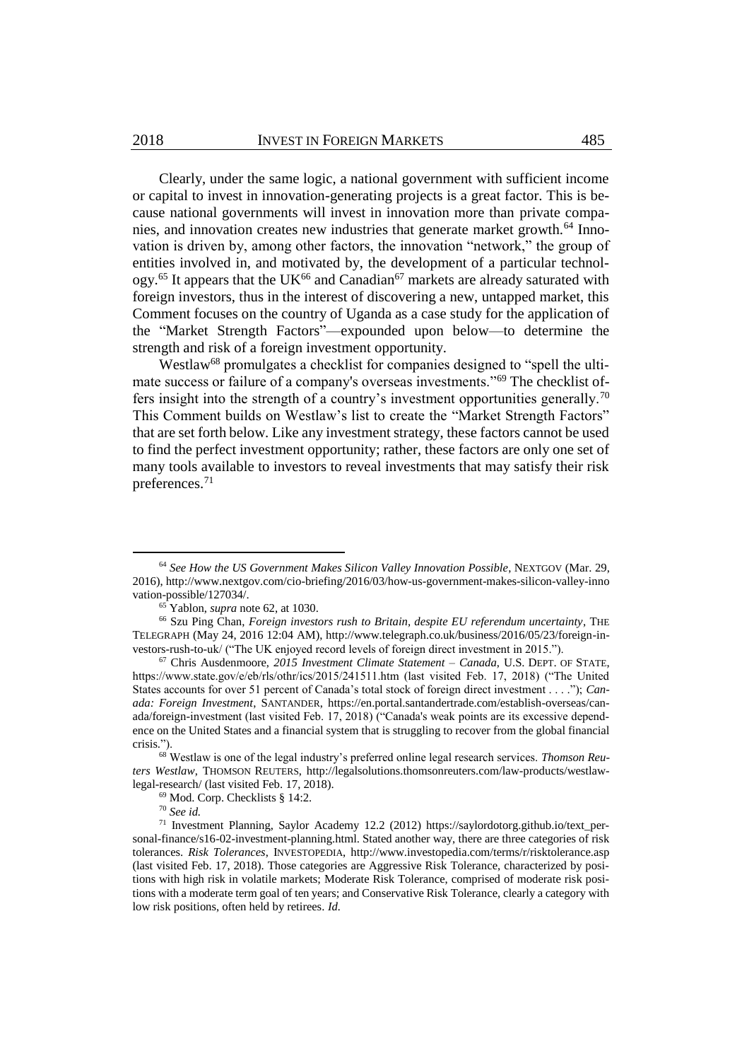Clearly, under the same logic, a national government with sufficient income or capital to invest in innovation-generating projects is a great factor. This is because national governments will invest in innovation more than private companies, and innovation creates new industries that generate market growth.[64] Innovation is driven by, among other factors, the innovation "network," the group of entities involved in, and motivated by, the development of a particular technology.[65] It appears that the UK[66] and Canadian[67] markets are already saturated with foreign investors, thus in the interest of discovering a new, untapped market, this Comment focuses on the country of Uganda as a case study for the application of the "Market Strength Factors"—expounded upon below—to determine the strength and risk of a foreign investment opportunity.

Westlaw[68] promulgates a checklist for companies designed to "spell the ultimate success or failure of a company's overseas investments."[69] The checklist offers insight into the strength of a country's investment opportunities generally.[70] This Comment builds on Westlaw's list to create the "Market Strength Factors" that are set forth below. Like any investment strategy, these factors cannot be used to find the perfect investment opportunity; rather, these factors are only one set of many tools available to investors to reveal investments that may satisfy their risk preferences.[71]

---

[64] *See How the US Government Makes Silicon Valley Innovation Possible*, NEXTGOV (Mar. 29, 2016), http://www.nextgov.com/cio-briefing/2016/03/how-us-government-makes-silicon-valley-innovation-possible/127034/.

[65] Yablon, *supra* note 62, at 1030.

[66] Szu Ping Chan, *Foreign investors rush to Britain, despite EU referendum uncertainty*, THE TELEGRAPH (May 24, 2016 12:04 AM), http://www.telegraph.co.uk/business/2016/05/23/foreign-investors-rush-to-uk/ ("The UK enjoyed record levels of foreign direct investment in 2015.").

[67] Chris Ausdenmoore, *2015 Investment Climate Statement – Canada*, U.S. DEPT. OF STATE, https://www.state.gov/e/eb/rls/othr/ics/2015/241511.htm (last visited Feb. 17, 2018) ("The United States accounts for over 51 percent of Canada's total stock of foreign direct investment . . . ."); *Canada: Foreign Investment*, SANTANDER, https://en.portal.santandertrade.com/establish-overseas/canada/foreign-investment (last visited Feb. 17, 2018) ("Canada's weak points are its excessive dependence on the United States and a financial system that is struggling to recover from the global financial crisis.").

[68] Westlaw is one of the legal industry's preferred online legal research services. *Thomson Reuters Westlaw*, THOMSON REUTERS, http://legalsolutions.thomsonreuters.com/law-products/westlaw-legal-research/ (last visited Feb. 17, 2018).

[69] Mod. Corp. Checklists § 14:2.

[70] *See id.*

[71] Investment Planning, Saylor Academy 12.2 (2012) https://saylordotorg.github.io/text_personal-finance/s16-02-investment-planning.html. Stated another way, there are three categories of risk tolerances. *Risk Tolerances*, INVESTOPEDIA, http://www.investopedia.com/terms/r/risktolerance.asp (last visited Feb. 17, 2018). Those categories are Aggressive Risk Tolerance, characterized by positions with high risk in volatile markets; Moderate Risk Tolerance, comprised of moderate risk positions with a moderate term goal of ten years; and Conservative Risk Tolerance, clearly a category with low risk positions, often held by retirees. *Id.*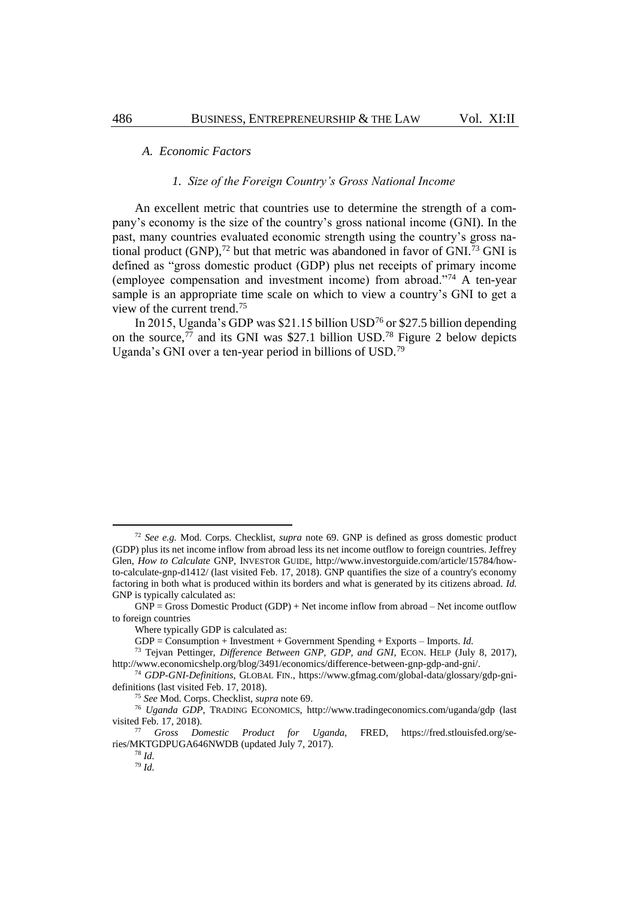### *A. Economic Factors*

#### *1. Size of the Foreign Country's Gross National Income*

An excellent metric that countries use to determine the strength of a company's economy is the size of the country's gross national income (GNI). In the past, many countries evaluated economic strength using the country's gross national product (GNP),[72] but that metric was abandoned in favor of GNI.[73] GNI is defined as "gross domestic product (GDP) plus net receipts of primary income (employee compensation and investment income) from abroad."[74] A ten-year sample is an appropriate time scale on which to view a country's GNI to get a view of the current trend.[75]

In 2015, Uganda's GDP was $21.15 billion USD[76] or $27.5 billion depending on the source,[77] and its GNI was $27.1 billion USD.[78] Figure 2 below depicts Uganda's GNI over a ten-year period in billions of USD.[79]

---

[72] *See e.g.* Mod. Corps. Checklist, *supra* note 69. GNP is defined as gross domestic product (GDP) plus its net income inflow from abroad less its net income outflow to foreign countries. Jeffrey Glen, *How to Calculate* GNP, INVESTOR GUIDE, http://www.investorguide.com/article/15784/how-to-calculate-gnp-d1412/ (last visited Feb. 17, 2018). GNP quantifies the size of a country's economy factoring in both what is produced within its borders and what is generated by its citizens abroad. *Id.* GNP is typically calculated as:

GNP = Gross Domestic Product (GDP) + Net income inflow from abroad – Net income outflow to foreign countries

Where typically GDP is calculated as:

GDP = Consumption + Investment + Government Spending + Exports – Imports. *Id.*

[73] Tejvan Pettinger, *Difference Between GNP, GDP, and GNI*, ECON. HELP (July 8, 2017), http://www.economicshelp.org/blog/3491/economics/difference-between-gnp-gdp-and-gni/.

[74] *GDP-GNI-Definitions*, GLOBAL FIN., https://www.gfmag.com/global-data/glossary/gdp-gni-definitions (last visited Feb. 17, 2018).

[75] *See* Mod. Corps. Checklist, *supra* note 69.

[76] *Uganda GDP*, TRADING ECONOMICS, http://www.tradingeconomics.com/uganda/gdp (last visited Feb. 17, 2018).

[77] *Gross Domestic Product for Uganda*, FRED, https://fred.stlouisfed.org/series/MKTGDPUGA646NWDB (updated July 7, 2017).

[78] *Id.*

[79] *Id.*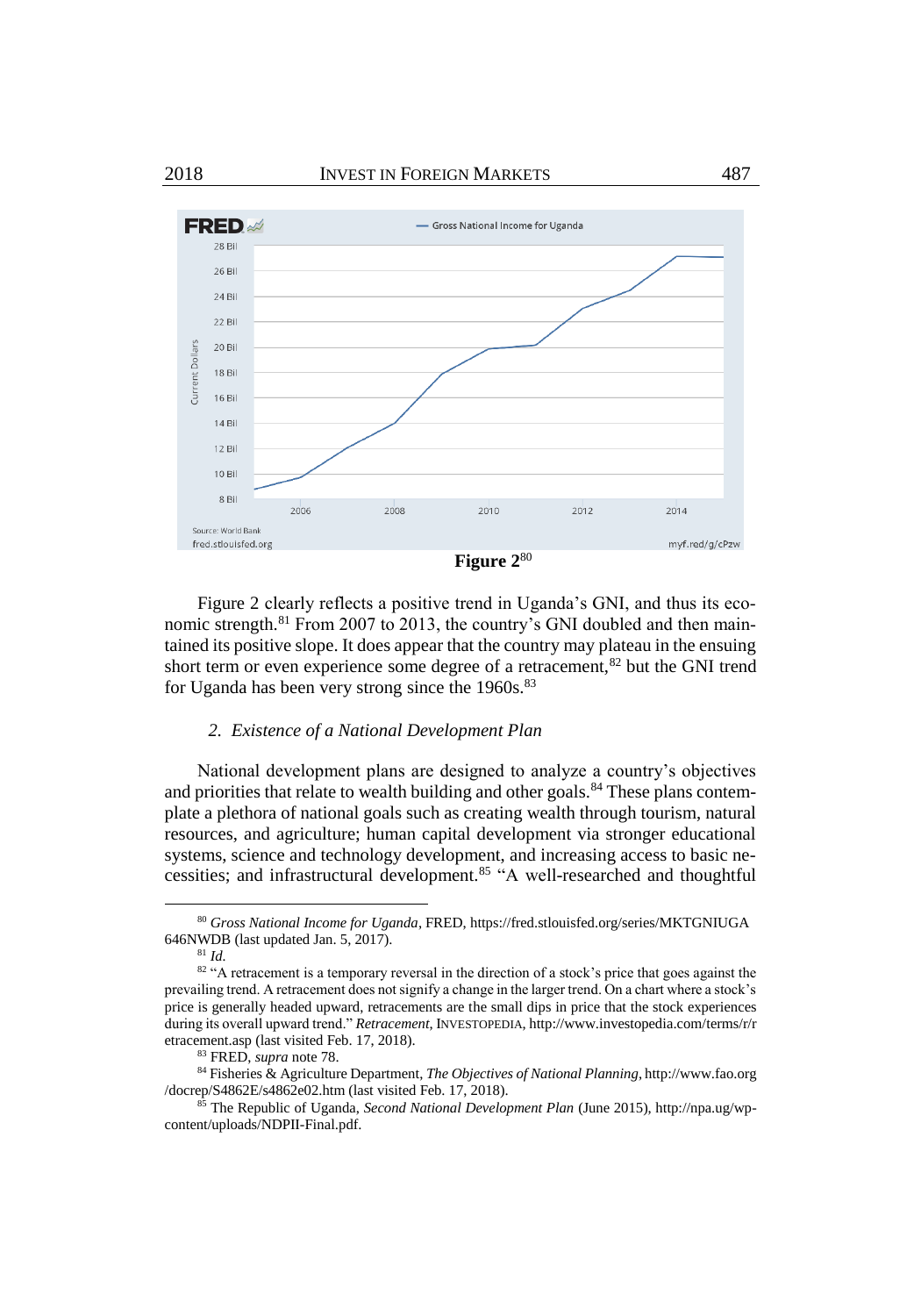Figure 2[80]

Figure 2 clearly reflects a positive trend in Uganda's GNI, and thus its economic strength.[81] From 2007 to 2013, the country's GNI doubled and then maintained its positive slope. It does appear that the country may plateau in the ensuing short term or even experience some degree of a retracement,[82] but the GNI trend for Uganda has been very strong since the 1960s.[83]

### *2. Existence of a National Development Plan*

National development plans are designed to analyze a country's objectives and priorities that relate to wealth building and other goals.[84] These plans contemplate a plethora of national goals such as creating wealth through tourism, natural resources, and agriculture; human capital development via stronger educational systems, science and technology development, and increasing access to basic necessities; and infrastructural development.[85] "A well-researched and thoughtful

---

[80] *Gross National Income for Uganda*, FRED, https://fred.stlouisfed.org/series/MKTGNIUGA646NWDB (last updated Jan. 5, 2017).

[81] *Id.*

[82] "A retracement is a temporary reversal in the direction of a stock's price that goes against the prevailing trend. A retracement does not signify a change in the larger trend. On a chart where a stock's price is generally headed upward, retracements are the small dips in price that the stock experiences during its overall upward trend." *Retracement*, INVESTOPEDIA, http://www.investopedia.com/terms/r/retracement.asp (last visited Feb. 17, 2018).

[83] FRED, *supra* note 78.

[84] Fisheries & Agriculture Department, *The Objectives of National Planning*, http://www.fao.org/docrep/S4862E/s4862e02.htm (last visited Feb. 17, 2018).

[85] The Republic of Uganda, *Second National Development Plan* (June 2015), http://npa.ug/wp-content/uploads/NDPII-Final.pdf.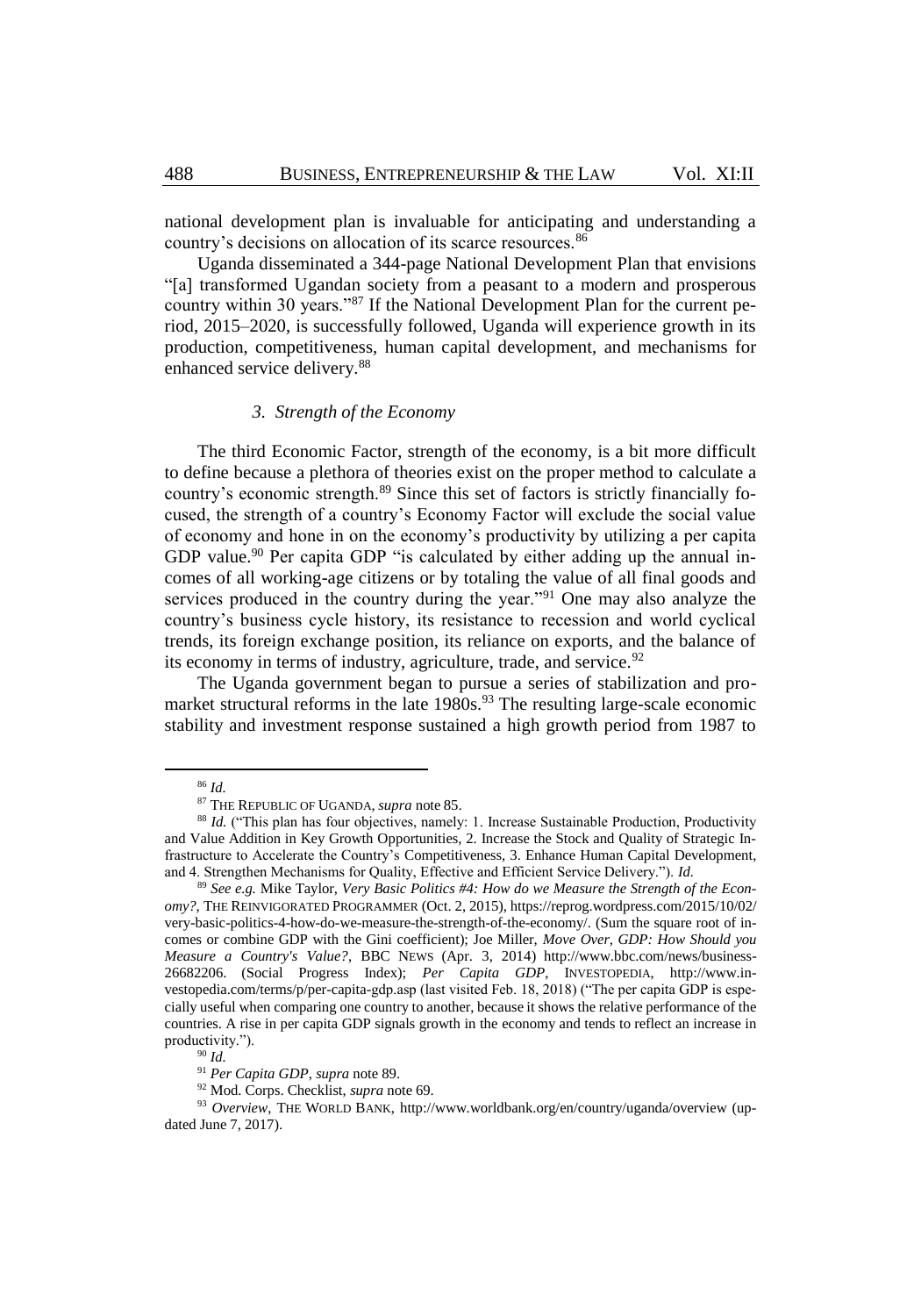national development plan is invaluable for anticipating and understanding a country's decisions on allocation of its scarce resources.[86]

Uganda disseminated a 344-page National Development Plan that envisions "[a] transformed Ugandan society from a peasant to a modern and prosperous country within 30 years."[87] If the National Development Plan for the current period, 2015–2020, is successfully followed, Uganda will experience growth in its production, competitiveness, human capital development, and mechanisms for enhanced service delivery.[88]

### *3. Strength of the Economy*

The third Economic Factor, strength of the economy, is a bit more difficult to define because a plethora of theories exist on the proper method to calculate a country's economic strength.[89] Since this set of factors is strictly financially focused, the strength of a country's Economy Factor will exclude the social value of economy and hone in on the economy's productivity by utilizing a per capita GDP value.[90] Per capita GDP "is calculated by either adding up the annual incomes of all working-age citizens or by totaling the value of all final goods and services produced in the country during the year."[91] One may also analyze the country's business cycle history, its resistance to recession and world cyclical trends, its foreign exchange position, its reliance on exports, and the balance of its economy in terms of industry, agriculture, trade, and service.[92]

The Uganda government began to pursue a series of stabilization and pro-market structural reforms in the late 1980s.[93] The resulting large-scale economic stability and investment response sustained a high growth period from 1987 to

---

[86] *Id.*

[87] THE REPUBLIC OF UGANDA, *supra* note 85.

[88] *Id.* ("This plan has four objectives, namely: 1. Increase Sustainable Production, Productivity and Value Addition in Key Growth Opportunities, 2. Increase the Stock and Quality of Strategic Infrastructure to Accelerate the Country's Competitiveness, 3. Enhance Human Capital Development, and 4. Strengthen Mechanisms for Quality, Effective and Efficient Service Delivery."). *Id.*

[89] *See e.g.* Mike Taylor, *Very Basic Politics #4: How do we Measure the Strength of the Economy?*, THE REINVIGORATED PROGRAMMER (Oct. 2, 2015), https://reprog.wordpress.com/2015/10/02/very-basic-politics-4-how-do-we-measure-the-strength-of-the-economy/. (Sum the square root of incomes or combine GDP with the Gini coefficient); Joe Miller, *Move Over, GDP: How Should you Measure a Country's Value?*, BBC NEWS (Apr. 3, 2014) http://www.bbc.com/news/business-26682206. (Social Progress Index); *Per Capita GDP*, INVESTOPEDIA, http://www.investopedia.com/terms/p/per-capita-gdp.asp (last visited Feb. 18, 2018) ("The per capita GDP is especially useful when comparing one country to another, because it shows the relative performance of the countries. A rise in per capita GDP signals growth in the economy and tends to reflect an increase in productivity.").

[90] *Id.*

[91] *Per Capita GDP*, *supra* note 89.

[92] Mod. Corps. Checklist, *supra* note 69.

[93] *Overview*, THE WORLD BANK, http://www.worldbank.org/en/country/uganda/overview (updated June 7, 2017).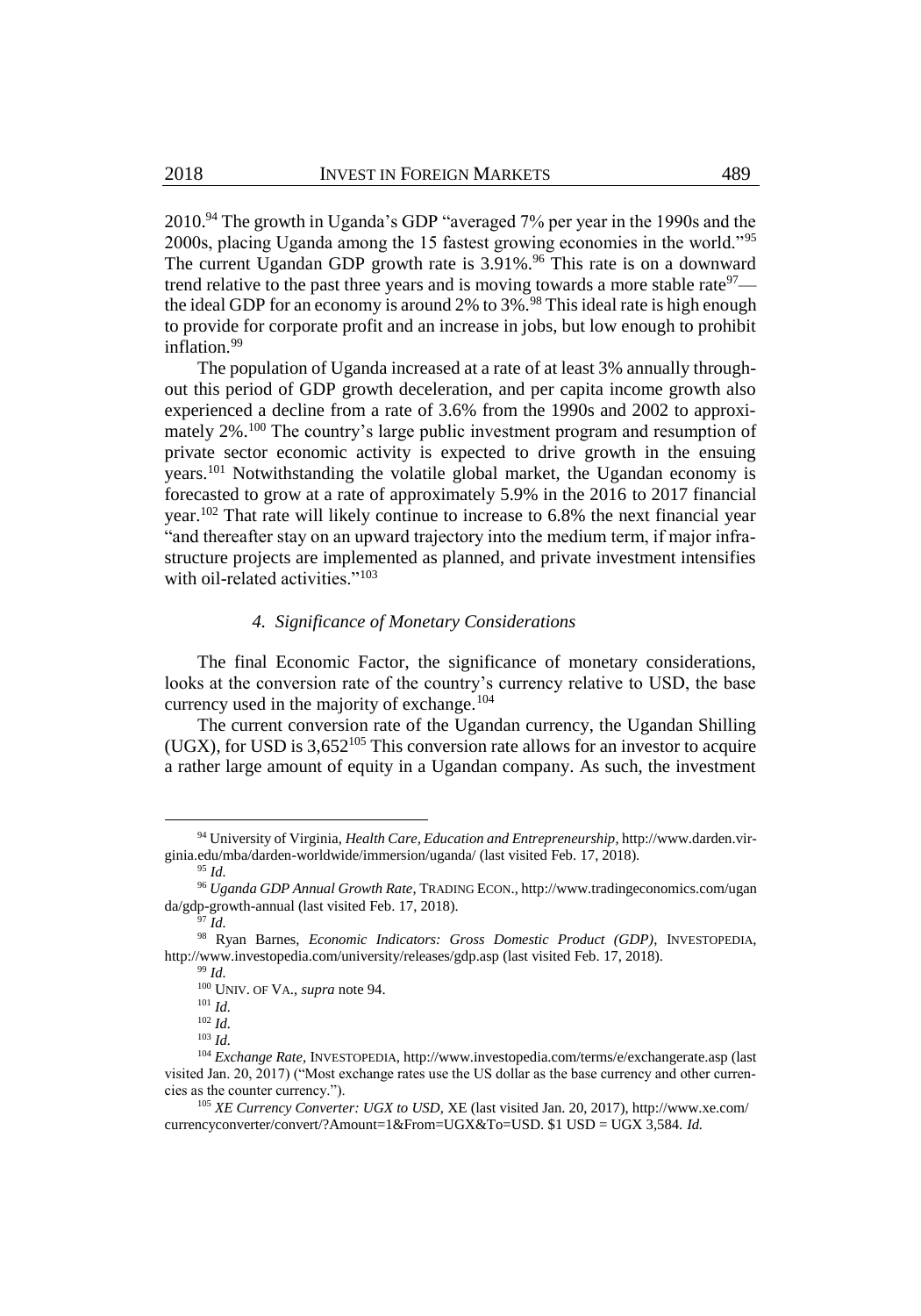2010.[94] The growth in Uganda's GDP "averaged 7% per year in the 1990s and the 2000s, placing Uganda among the 15 fastest growing economies in the world."[95] The current Ugandan GDP growth rate is 3.91%.[96] This rate is on a downward trend relative to the past three years and is moving towards a more stable rate[97]—the ideal GDP for an economy is around 2% to 3%.[98] This ideal rate is high enough to provide for corporate profit and an increase in jobs, but low enough to prohibit inflation.[99]

The population of Uganda increased at a rate of at least 3% annually throughout this period of GDP growth deceleration, and per capita income growth also experienced a decline from a rate of 3.6% from the 1990s and 2002 to approximately 2%.[100] The country's large public investment program and resumption of private sector economic activity is expected to drive growth in the ensuing years.[101] Notwithstanding the volatile global market, the Ugandan economy is forecasted to grow at a rate of approximately 5.9% in the 2016 to 2017 financial year.[102] That rate will likely continue to increase to 6.8% the next financial year "and thereafter stay on an upward trajectory into the medium term, if major infrastructure projects are implemented as planned, and private investment intensifies with oil-related activities."[103]

#### *4. Significance of Monetary Considerations*

The final Economic Factor, the significance of monetary considerations, looks at the conversion rate of the country's currency relative to USD, the base currency used in the majority of exchange.[104]

The current conversion rate of the Ugandan currency, the Ugandan Shilling (UGX), for USD is 3,652[105] This conversion rate allows for an investor to acquire a rather large amount of equity in a Ugandan company. As such, the investment

---

[94] University of Virginia, *Health Care, Education and Entrepreneurship*, http://www.darden.virginia.edu/mba/darden-worldwide/immersion/uganda/ (last visited Feb. 17, 2018).

[95] *Id.*

[96] *Uganda GDP Annual Growth Rate*, TRADING ECON., http://www.tradingeconomics.com/uganda/gdp-growth-annual (last visited Feb. 17, 2018).

[97] *Id.*

[98] Ryan Barnes, *Economic Indicators: Gross Domestic Product (GDP)*, INVESTOPEDIA, http://www.investopedia.com/university/releases/gdp.asp (last visited Feb. 17, 2018).

[99] *Id.*

[100] UNIV. OF VA., *supra* note 94.

[101] *Id.*

[102] *Id.*

[103] *Id.*

[104] *Exchange Rate*, INVESTOPEDIA, http://www.investopedia.com/terms/e/exchangerate.asp (last visited Jan. 20, 2017) ("Most exchange rates use the US dollar as the base currency and other currencies as the counter currency.").

[105] *XE Currency Converter: UGX to USD*, XE (last visited Jan. 20, 2017), http://www.xe.com/currencyconverter/convert/?Amount=1&From=UGX&To=USD. $1 USD = UGX 3,584. *Id.*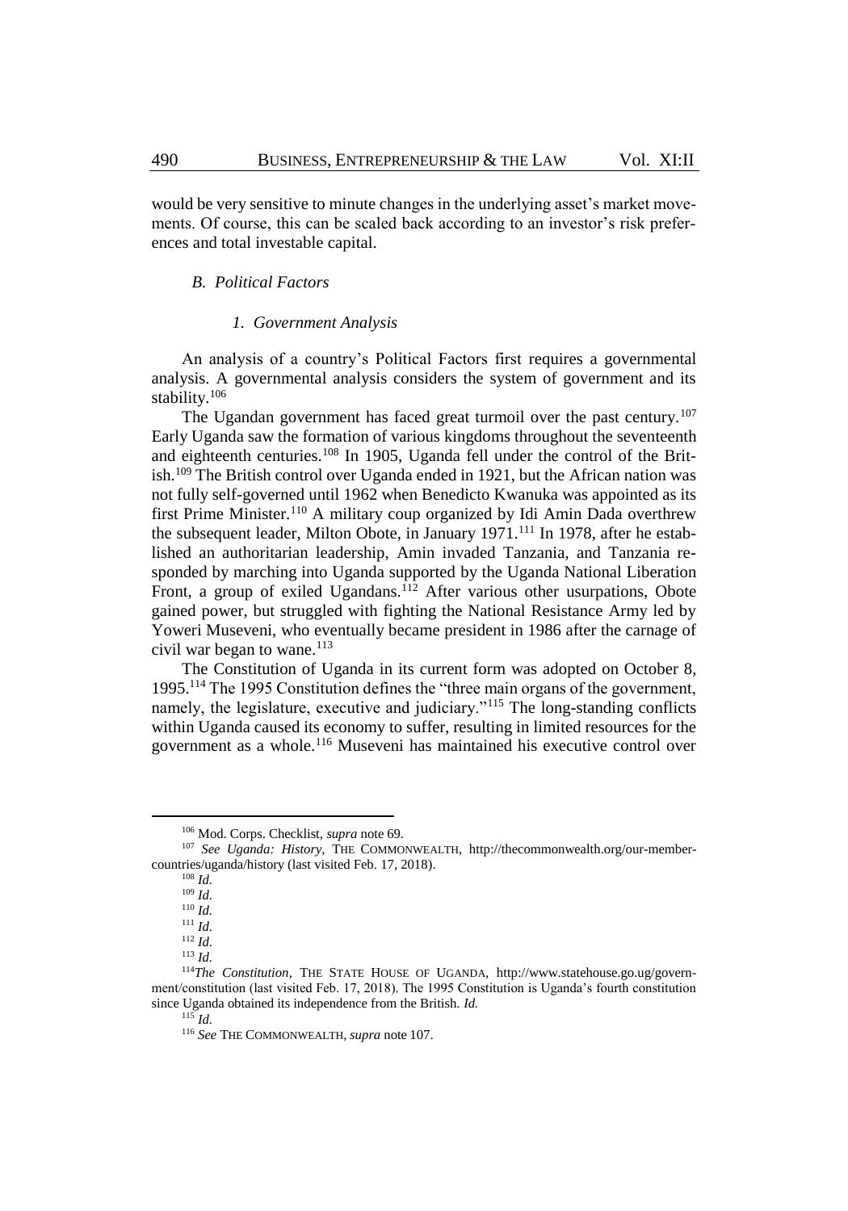would be very sensitive to minute changes in the underlying asset's market movements. Of course, this can be scaled back according to an investor's risk preferences and total investable capital.

### *B. Political Factors*

#### *1. Government Analysis*

An analysis of a country's Political Factors first requires a governmental analysis. A governmental analysis considers the system of government and its stability.[106]

The Ugandan government has faced great turmoil over the past century.[107] Early Uganda saw the formation of various kingdoms throughout the seventeenth and eighteenth centuries.[108] In 1905, Uganda fell under the control of the British.[109] The British control over Uganda ended in 1921, but the African nation was not fully self-governed until 1962 when Benedicto Kwanuka was appointed as its first Prime Minister.[110] A military coup organized by Idi Amin Dada overthrew the subsequent leader, Milton Obote, in January 1971.[111] In 1978, after he established an authoritarian leadership, Amin invaded Tanzania, and Tanzania responded by marching into Uganda supported by the Uganda National Liberation Front, a group of exiled Ugandans.[112] After various other usurpations, Obote gained power, but struggled with fighting the National Resistance Army led by Yoweri Museveni, who eventually became president in 1986 after the carnage of civil war began to wane.[113]

The Constitution of Uganda in its current form was adopted on October 8, 1995.[114] The 1995 Constitution defines the "three main organs of the government, namely, the legislature, executive and judiciary."[115] The long-standing conflicts within Uganda caused its economy to suffer, resulting in limited resources for the government as a whole.[116] Museveni has maintained his executive control over

---

[106] Mod. Corps. Checklist, *supra* note 69.

[107] *See Uganda: History*, THE COMMONWEALTH, http://thecommonwealth.org/our-member-countries/uganda/history (last visited Feb. 17, 2018).

[108] *Id.*

[109] *Id.*

[110] *Id.*

[111] *Id.*

[112] *Id.*

[113] *Id.*

[114] *The Constitution*, THE STATE HOUSE OF UGANDA, http://www.statehouse.go.ug/government/constitution (last visited Feb. 17, 2018). The 1995 Constitution is Uganda's fourth constitution since Uganda obtained its independence from the British. *Id.*

[115] *Id.*

[116] *See* THE COMMONWEALTH, *supra* note 107.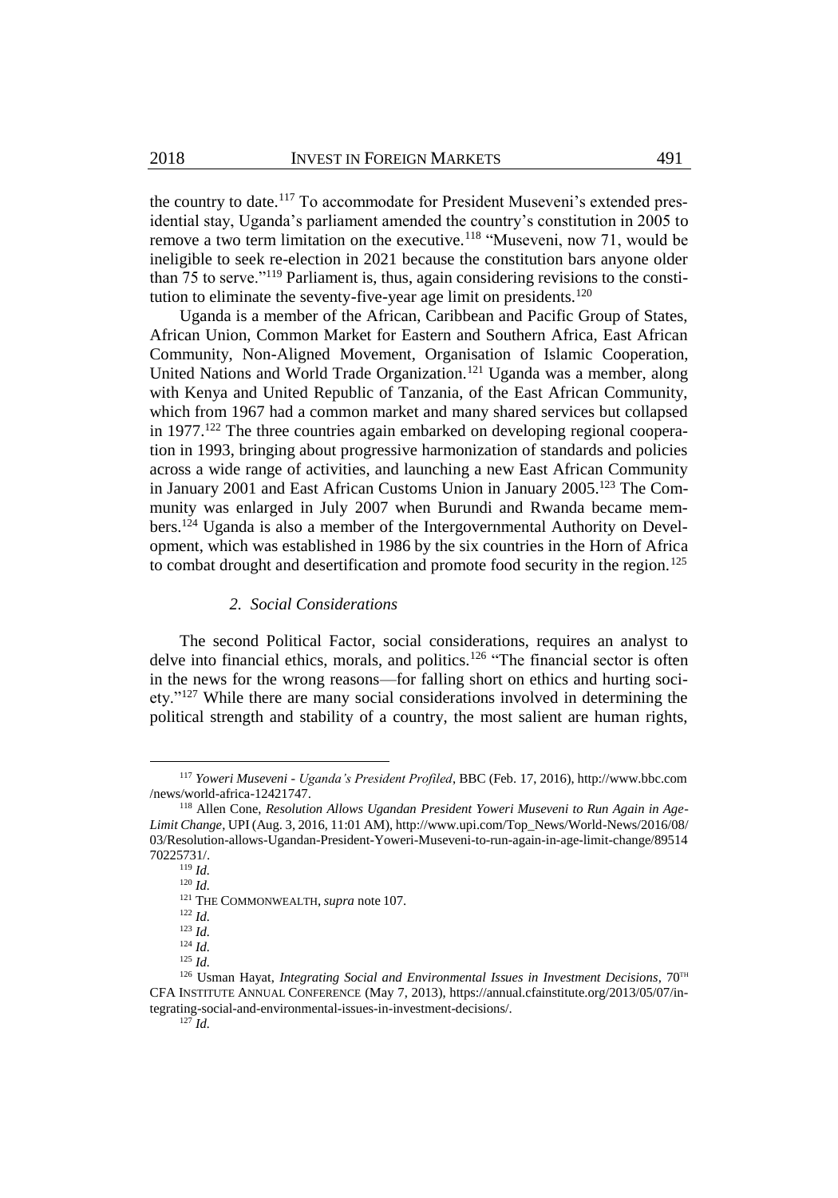the country to date.[117] To accommodate for President Museveni's extended presidential stay, Uganda's parliament amended the country's constitution in 2005 to remove a two term limitation on the executive.[118] "Museveni, now 71, would be ineligible to seek re-election in 2021 because the constitution bars anyone older than 75 to serve."[119] Parliament is, thus, again considering revisions to the constitution to eliminate the seventy-five-year age limit on presidents.[120]

Uganda is a member of the African, Caribbean and Pacific Group of States, African Union, Common Market for Eastern and Southern Africa, East African Community, Non-Aligned Movement, Organisation of Islamic Cooperation, United Nations and World Trade Organization.[121] Uganda was a member, along with Kenya and United Republic of Tanzania, of the East African Community, which from 1967 had a common market and many shared services but collapsed in 1977.[122] The three countries again embarked on developing regional cooperation in 1993, bringing about progressive harmonization of standards and policies across a wide range of activities, and launching a new East African Community in January 2001 and East African Customs Union in January 2005.[123] The Community was enlarged in July 2007 when Burundi and Rwanda became members.[124] Uganda is also a member of the Intergovernmental Authority on Development, which was established in 1986 by the six countries in the Horn of Africa to combat drought and desertification and promote food security in the region.[125]

### *2. Social Considerations*

The second Political Factor, social considerations, requires an analyst to delve into financial ethics, morals, and politics.[126] "The financial sector is often in the news for the wrong reasons—for falling short on ethics and hurting society."[127] While there are many social considerations involved in determining the political strength and stability of a country, the most salient are human rights,

---

[117] *Yoweri Museveni - Uganda's President Profiled*, BBC (Feb. 17, 2016), http://www.bbc.com/news/world-africa-12421747.

[118] Allen Cone, *Resolution Allows Ugandan President Yoweri Museveni to Run Again in Age-Limit Change*, UPI (Aug. 3, 2016, 11:01 AM), http://www.upi.com/Top_News/World-News/2016/08/03/Resolution-allows-Ugandan-President-Yoweri-Museveni-to-run-again-in-age-limit-change/8951470225731/.

[119] *Id.*

[120] *Id.*

[121] THE COMMONWEALTH, *supra* note 107.

[122] *Id.*

[123] *Id.*

[124] *Id.*

[125] *Id.*

[126] Usman Hayat, *Integrating Social and Environmental Issues in Investment Decisions*, 70TH CFA INSTITUTE ANNUAL CONFERENCE (May 7, 2013), https://annual.cfainstitute.org/2013/05/07/integrating-social-and-environmental-issues-in-investment-decisions/.

[127] *Id.*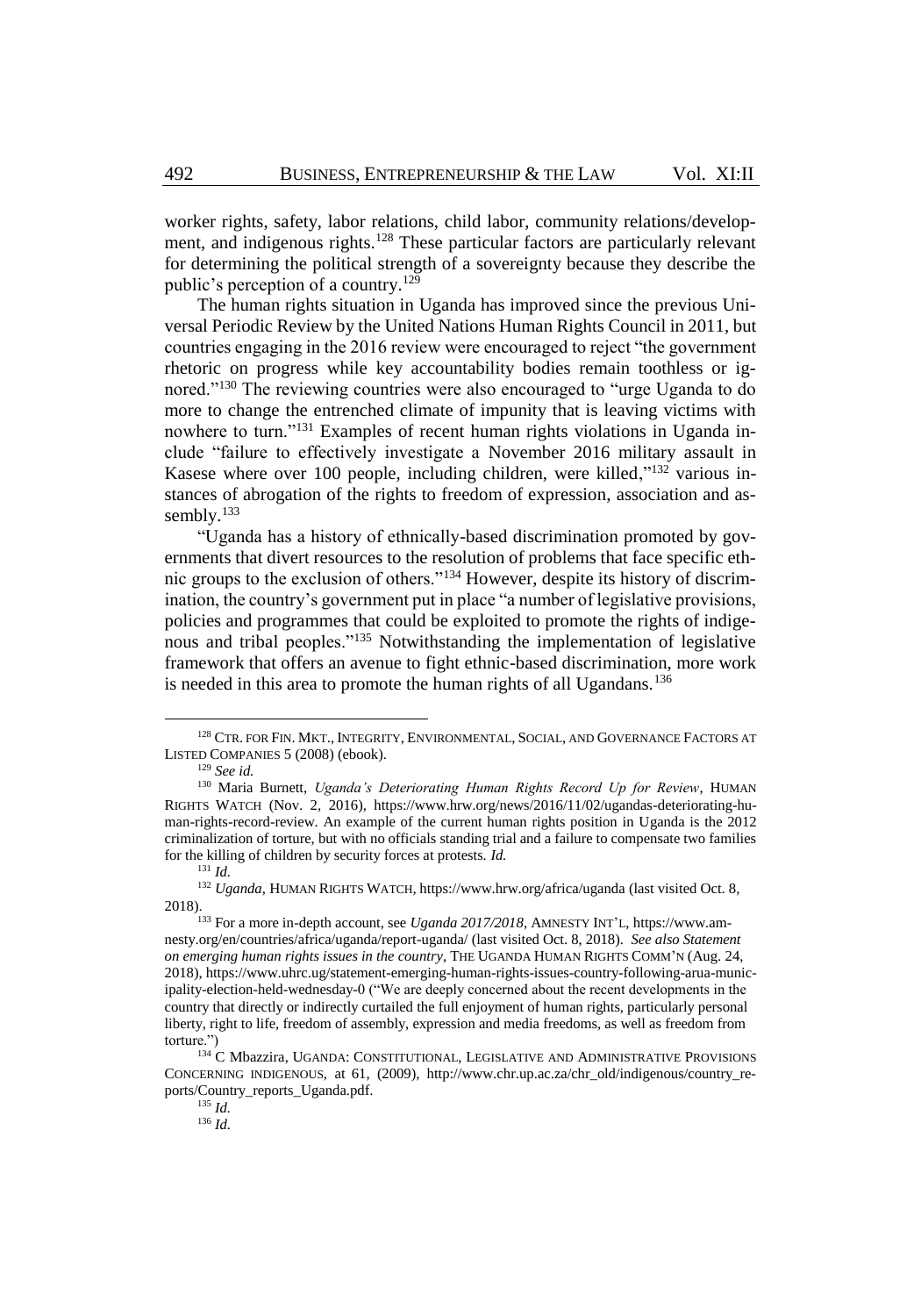worker rights, safety, labor relations, child labor, community relations/development, and indigenous rights.[128] These particular factors are particularly relevant for determining the political strength of a sovereignty because they describe the public's perception of a country.[129]

The human rights situation in Uganda has improved since the previous Universal Periodic Review by the United Nations Human Rights Council in 2011, but countries engaging in the 2016 review were encouraged to reject "the government rhetoric on progress while key accountability bodies remain toothless or ignored."[130] The reviewing countries were also encouraged to "urge Uganda to do more to change the entrenched climate of impunity that is leaving victims with nowhere to turn."[131] Examples of recent human rights violations in Uganda include "failure to effectively investigate a November 2016 military assault in Kasese where over 100 people, including children, were killed,"[132] various instances of abrogation of the rights to freedom of expression, association and assembly.[133]

"Uganda has a history of ethnically-based discrimination promoted by governments that divert resources to the resolution of problems that face specific ethnic groups to the exclusion of others."[134] However, despite its history of discrimination, the country's government put in place "a number of legislative provisions, policies and programmes that could be exploited to promote the rights of indigenous and tribal peoples."[135] Notwithstanding the implementation of legislative framework that offers an avenue to fight ethnic-based discrimination, more work is needed in this area to promote the human rights of all Ugandans.[136]

---

[128] CTR. FOR FIN. MKT., INTEGRITY, ENVIRONMENTAL, SOCIAL, AND GOVERNANCE FACTORS AT LISTED COMPANIES 5 (2008) (ebook).

[129] *See id.*

[130] Maria Burnett, *Uganda's Deteriorating Human Rights Record Up for Review*, HUMAN RIGHTS WATCH (Nov. 2, 2016), https://www.hrw.org/news/2016/11/02/ugandas-deteriorating-human-rights-record-review. An example of the current human rights position in Uganda is the 2012 criminalization of torture, but with no officials standing trial and a failure to compensate two families for the killing of children by security forces at protests. *Id.*

[131] *Id.*

[132] *Uganda*, HUMAN RIGHTS WATCH, https://www.hrw.org/africa/uganda (last visited Oct. 8, 2018).

[133] For a more in-depth account, see *Uganda 2017/2018*, AMNESTY INT'L, https://www.amnesty.org/en/countries/africa/uganda/report-uganda/ (last visited Oct. 8, 2018). *See also Statement on emerging human rights issues in the country*, THE UGANDA HUMAN RIGHTS COMM'N (Aug. 24, 2018), https://www.uhrc.ug/statement-emerging-human-rights-issues-country-following-arua-municipality-election-held-wednesday-0 ("We are deeply concerned about the recent developments in the country that directly or indirectly curtailed the full enjoyment of human rights, particularly personal liberty, right to life, freedom of assembly, expression and media freedoms, as well as freedom from torture.")

[134] C Mbazzira, UGANDA: CONSTITUTIONAL, LEGISLATIVE AND ADMINISTRATIVE PROVISIONS CONCERNING INDIGENOUS, at 61, (2009), http://www.chr.up.ac.za/chr_old/indigenous/country_reports/Country_reports_Uganda.pdf.

[135] *Id.*

[136] *Id.*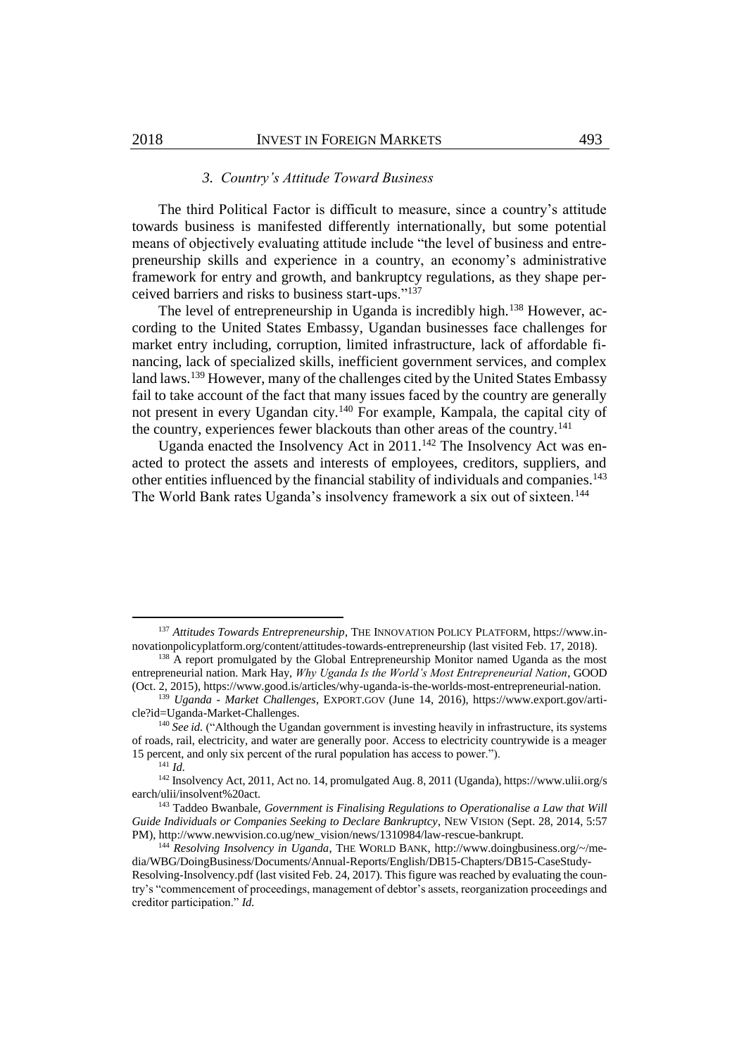### 3. *Country's Attitude Toward Business*

The third Political Factor is difficult to measure, since a country's attitude towards business is manifested differently internationally, but some potential means of objectively evaluating attitude include "the level of business and entrepreneurship skills and experience in a country, an economy's administrative framework for entry and growth, and bankruptcy regulations, as they shape perceived barriers and risks to business start-ups."[137]

The level of entrepreneurship in Uganda is incredibly high.[138] However, according to the United States Embassy, Ugandan businesses face challenges for market entry including, corruption, limited infrastructure, lack of affordable financing, lack of specialized skills, inefficient government services, and complex land laws.[139] However, many of the challenges cited by the United States Embassy fail to take account of the fact that many issues faced by the country are generally not present in every Ugandan city.[140] For example, Kampala, the capital city of the country, experiences fewer blackouts than other areas of the country.[141]

Uganda enacted the Insolvency Act in 2011.[142] The Insolvency Act was enacted to protect the assets and interests of employees, creditors, suppliers, and other entities influenced by the financial stability of individuals and companies.[143] The World Bank rates Uganda's insolvency framework a six out of sixteen.[144]

---

[137] *Attitudes Towards Entrepreneurship*, THE INNOVATION POLICY PLATFORM, https://www.innovationpolicyplatform.org/content/attitudes-towards-entrepreneurship (last visited Feb. 17, 2018).

[138] A report promulgated by the Global Entrepreneurship Monitor named Uganda as the most entrepreneurial nation. Mark Hay, *Why Uganda Is the World's Most Entrepreneurial Nation*, GOOD (Oct. 2, 2015), https://www.good.is/articles/why-uganda-is-the-worlds-most-entrepreneurial-nation.

[139] *Uganda - Market Challenges*, EXPORT.GOV (June 14, 2016), https://www.export.gov/article?id=Uganda-Market-Challenges.

[140] *See id.* ("Although the Ugandan government is investing heavily in infrastructure, its systems of roads, rail, electricity, and water are generally poor. Access to electricity countrywide is a meager 15 percent, and only six percent of the rural population has access to power.").

[141] *Id.*

[142] Insolvency Act, 2011, Act no. 14, promulgated Aug. 8, 2011 (Uganda), https://www.ulii.org/search/ulii/insolvent%20act.

[143] Taddeo Bwanbale, *Government is Finalising Regulations to Operationalise a Law that Will Guide Individuals or Companies Seeking to Declare Bankruptcy*, NEW VISION (Sept. 28, 2014, 5:57 PM), http://www.newvision.co.ug/new_vision/news/1310984/law-rescue-bankrupt.

[144] *Resolving Insolvency in Uganda*, THE WORLD BANK, http://www.doingbusiness.org/~/media/WBG/DoingBusiness/Documents/Annual-Reports/English/DB15-Chapters/DB15-CaseStudy-Resolving-Insolvency.pdf (last visited Feb. 24, 2017). This figure was reached by evaluating the country's "commencement of proceedings, management of debtor's assets, reorganization proceedings and creditor participation." *Id.*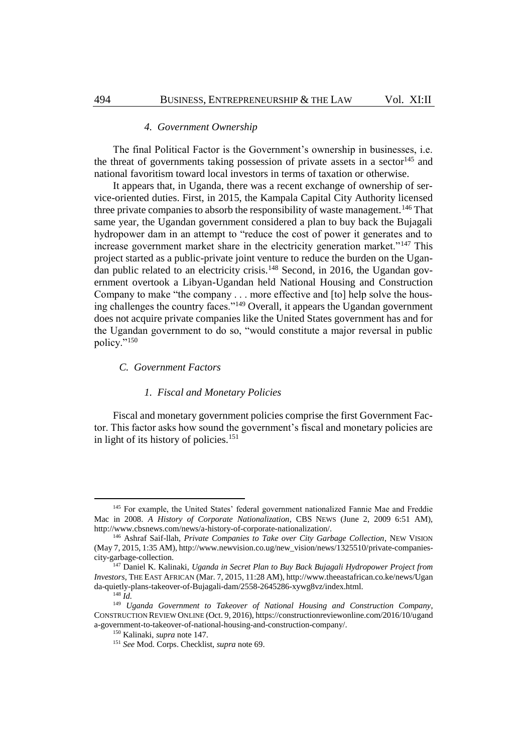#### *4. Government Ownership*

The final Political Factor is the Government's ownership in businesses, i.e. the threat of governments taking possession of private assets in a sector[145] and national favoritism toward local investors in terms of taxation or otherwise.

It appears that, in Uganda, there was a recent exchange of ownership of service-oriented duties. First, in 2015, the Kampala Capital City Authority licensed three private companies to absorb the responsibility of waste management.[146] That same year, the Ugandan government considered a plan to buy back the Bujagali hydropower dam in an attempt to "reduce the cost of power it generates and to increase government market share in the electricity generation market."[147] This project started as a public-private joint venture to reduce the burden on the Ugandan public related to an electricity crisis.[148] Second, in 2016, the Ugandan government overtook a Libyan-Ugandan held National Housing and Construction Company to make "the company . . . more effective and [to] help solve the housing challenges the country faces."[149] Overall, it appears the Ugandan government does not acquire private companies like the United States government has and for the Ugandan government to do so, "would constitute a major reversal in public policy."[150]

### *C. Government Factors*

#### *1. Fiscal and Monetary Policies*

Fiscal and monetary government policies comprise the first Government Factor. This factor asks how sound the government's fiscal and monetary policies are in light of its history of policies.[151]

---

[145] For example, the United States' federal government nationalized Fannie Mae and Freddie Mac in 2008. *A History of Corporate Nationalization*, CBS NEWS (June 2, 2009 6:51 AM), http://www.cbsnews.com/news/a-history-of-corporate-nationalization/.

[146] Ashraf Saif-llah, *Private Companies to Take over City Garbage Collection*, NEW VISION (May 7, 2015, 1:35 AM), http://www.newvision.co.ug/new_vision/news/1325510/private-companies-city-garbage-collection.

[147] Daniel K. Kalinaki, *Uganda in Secret Plan to Buy Back Bujagali Hydropower Project from Investors*, THE EAST AFRICAN (Mar. 7, 2015, 11:28 AM), http://www.theeastafrican.co.ke/news/Uganda-quietly-plans-takeover-of-Bujagali-dam/2558-2645286-xywg8vz/index.html.

[148] *Id.*

[149] *Uganda Government to Takeover of National Housing and Construction Company*, CONSTRUCTION REVIEW ONLINE (Oct. 9, 2016), https://constructionreviewonline.com/2016/10/uganda-government-to-takeover-of-national-housing-and-construction-company/.

[150] Kalinaki, *supra* note 147.

[151] *See* Mod. Corps. Checklist, *supra* note 69.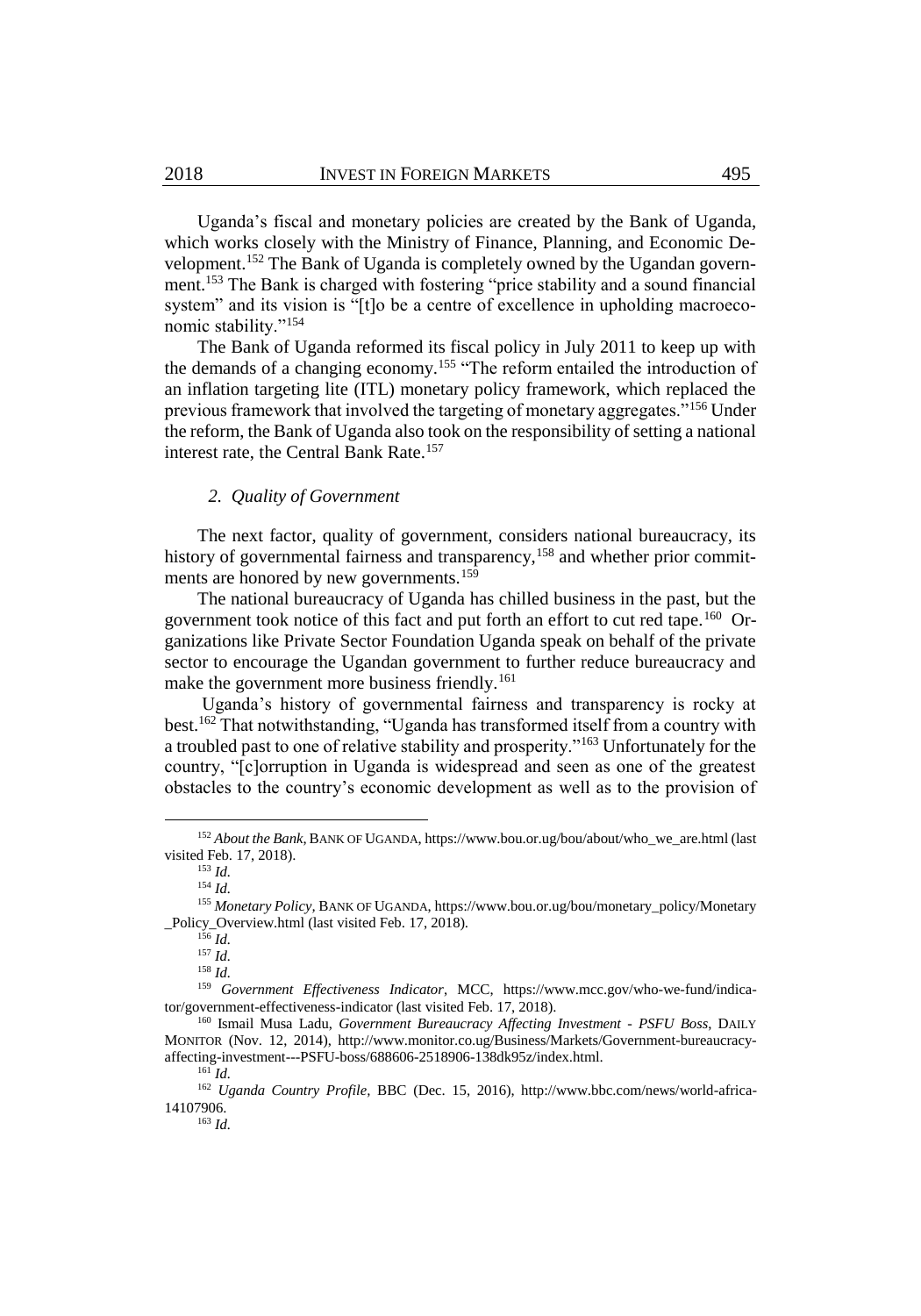Uganda's fiscal and monetary policies are created by the Bank of Uganda, which works closely with the Ministry of Finance, Planning, and Economic Development.[152] The Bank of Uganda is completely owned by the Ugandan government.[153] The Bank is charged with fostering "price stability and a sound financial system" and its vision is "[t]o be a centre of excellence in upholding macroeconomic stability."[154]

The Bank of Uganda reformed its fiscal policy in July 2011 to keep up with the demands of a changing economy.[155] "The reform entailed the introduction of an inflation targeting lite (ITL) monetary policy framework, which replaced the previous framework that involved the targeting of monetary aggregates."[156] Under the reform, the Bank of Uganda also took on the responsibility of setting a national interest rate, the Central Bank Rate.[157]

### *2. Quality of Government*

The next factor, quality of government, considers national bureaucracy, its history of governmental fairness and transparency,[158] and whether prior commitments are honored by new governments.[159]

The national bureaucracy of Uganda has chilled business in the past, but the government took notice of this fact and put forth an effort to cut red tape.[160] Organizations like Private Sector Foundation Uganda speak on behalf of the private sector to encourage the Ugandan government to further reduce bureaucracy and make the government more business friendly.[161]

Uganda's history of governmental fairness and transparency is rocky at best.[162] That notwithstanding, "Uganda has transformed itself from a country with a troubled past to one of relative stability and prosperity."[163] Unfortunately for the country, "[c]orruption in Uganda is widespread and seen as one of the greatest obstacles to the country's economic development as well as to the provision of

---

[152] *About the Bank*, BANK OF UGANDA, https://www.bou.or.ug/bou/about/who_we_are.html (last visited Feb. 17, 2018).

[153] *Id.*

[154] *Id.*

[155] *Monetary Policy*, BANK OF UGANDA, https://www.bou.or.ug/bou/monetary_policy/Monetary_Policy_Overview.html (last visited Feb. 17, 2018).

[156] *Id.*

[157] *Id.*

[158] *Id.*

[159] *Government Effectiveness Indicator*, MCC, https://www.mcc.gov/who-we-fund/indicator/government-effectiveness-indicator (last visited Feb. 17, 2018).

[160] Ismail Musa Ladu, *Government Bureaucracy Affecting Investment - PSFU Boss*, DAILY MONITOR (Nov. 12, 2014), http://www.monitor.co.ug/Business/Markets/Government-bureaucracy-affecting-investment---PSFU-boss/688606-2518906-138dk95z/index.html.

[161] *Id.*

[162] *Uganda Country Profile*, BBC (Dec. 15, 2016), http://www.bbc.com/news/world-africa-14107906.

[163] *Id.*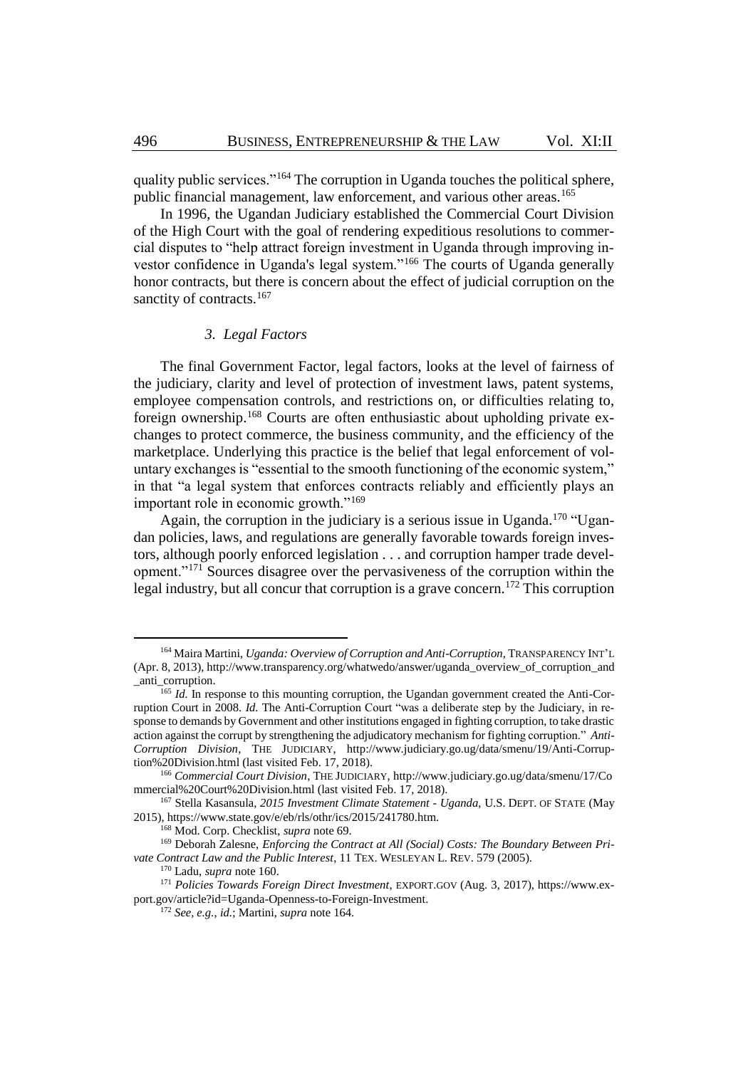quality public services."[164] The corruption in Uganda touches the political sphere, public financial management, law enforcement, and various other areas.[165]

In 1996, the Ugandan Judiciary established the Commercial Court Division of the High Court with the goal of rendering expeditious resolutions to commercial disputes to "help attract foreign investment in Uganda through improving investor confidence in Uganda's legal system."[166] The courts of Uganda generally honor contracts, but there is concern about the effect of judicial corruption on the sanctity of contracts.[167]

### *3. Legal Factors*

The final Government Factor, legal factors, looks at the level of fairness of the judiciary, clarity and level of protection of investment laws, patent systems, employee compensation controls, and restrictions on, or difficulties relating to, foreign ownership.[168] Courts are often enthusiastic about upholding private exchanges to protect commerce, the business community, and the efficiency of the marketplace. Underlying this practice is the belief that legal enforcement of voluntary exchanges is "essential to the smooth functioning of the economic system," in that "a legal system that enforces contracts reliably and efficiently plays an important role in economic growth."[169]

Again, the corruption in the judiciary is a serious issue in Uganda.[170] "Ugandan policies, laws, and regulations are generally favorable towards foreign investors, although poorly enforced legislation . . . and corruption hamper trade development."[171] Sources disagree over the pervasiveness of the corruption within the legal industry, but all concur that corruption is a grave concern.[172] This corruption

---

[164] Maira Martini, *Uganda: Overview of Corruption and Anti-Corruption*, TRANSPARENCY INT'L (Apr. 8, 2013), http://www.transparency.org/whatwedo/answer/uganda_overview_of_corruption_and_anti_corruption.

[165] *Id.* In response to this mounting corruption, the Ugandan government created the Anti-Corruption Court in 2008. *Id.* The Anti-Corruption Court "was a deliberate step by the Judiciary, in response to demands by Government and other institutions engaged in fighting corruption, to take drastic action against the corrupt by strengthening the adjudicatory mechanism for fighting corruption." *Anti-Corruption Division*, THE JUDICIARY, http://www.judiciary.go.ug/data/smenu/19/Anti-Corruption%20Division.html (last visited Feb. 17, 2018).

[166] *Commercial Court Division*, THE JUDICIARY, http://www.judiciary.go.ug/data/smenu/17/Commercial%20Court%20Division.html (last visited Feb. 17, 2018).

[167] Stella Kasansula, *2015 Investment Climate Statement - Uganda*, U.S. DEPT. OF STATE (May 2015), https://www.state.gov/e/eb/rls/othr/ics/2015/241780.htm.

[168] Mod. Corp. Checklist, *supra* note 69.

[169] Deborah Zalesne, *Enforcing the Contract at All (Social) Costs: The Boundary Between Private Contract Law and the Public Interest*, 11 TEX. WESLEYAN L. REV. 579 (2005).

[170] Ladu, *supra* note 160.

[171] *Policies Towards Foreign Direct Investment*, EXPORT.GOV (Aug. 3, 2017), https://www.export.gov/article?id=Uganda-Openness-to-Foreign-Investment.

[172] *See, e.g.*, *id.*; Martini, *supra* note 164.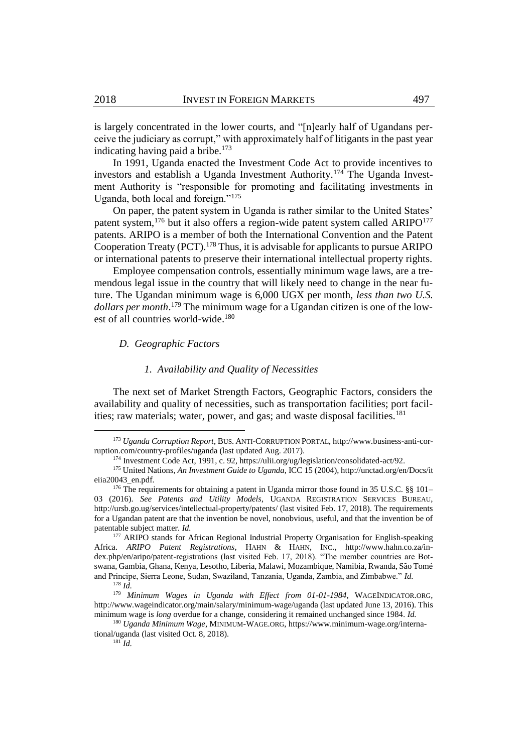is largely concentrated in the lower courts, and "[n]early half of Ugandans perceive the judiciary as corrupt," with approximately half of litigants in the past year indicating having paid a bribe.[173]

In 1991, Uganda enacted the Investment Code Act to provide incentives to investors and establish a Uganda Investment Authority.[174] The Uganda Investment Authority is "responsible for promoting and facilitating investments in Uganda, both local and foreign."[175]

On paper, the patent system in Uganda is rather similar to the United States' patent system,[176] but it also offers a region-wide patent system called ARIPO[177] patents. ARIPO is a member of both the International Convention and the Patent Cooperation Treaty (PCT).[178] Thus, it is advisable for applicants to pursue ARIPO or international patents to preserve their international intellectual property rights.

Employee compensation controls, essentially minimum wage laws, are a tremendous legal issue in the country that will likely need to change in the near future. The Ugandan minimum wage is 6,000 UGX per month, *less than two U.S. dollars per month*.[179] The minimum wage for a Ugandan citizen is one of the lowest of all countries world-wide.[180]

### *D. Geographic Factors*

#### *1. Availability and Quality of Necessities*

The next set of Market Strength Factors, Geographic Factors, considers the availability and quality of necessities, such as transportation facilities; port facilities; raw materials; water, power, and gas; and waste disposal facilities.[181]

---

[173] *Uganda Corruption Report*, BUS. ANTI-CORRUPTION PORTAL, http://www.business-anti-corruption.com/country-profiles/uganda (last updated Aug. 2017).

[174] Investment Code Act, 1991, c. 92, https://ulii.org/ug/legislation/consolidated-act/92.

[175] United Nations, *An Investment Guide to Uganda*, ICC 15 (2004), http://unctad.org/en/Docs/iteiia20043_en.pdf.

[176] The requirements for obtaining a patent in Uganda mirror those found in 35 U.S.C. §§ 101–03 (2016). *See Patents and Utility Models*, UGANDA REGISTRATION SERVICES BUREAU, http://ursb.go.ug/services/intellectual-property/patents/ (last visited Feb. 17, 2018). The requirements for a Ugandan patent are that the invention be novel, nonobvious, useful, and that the invention be of patentable subject matter. *Id.*

[177] ARIPO stands for African Regional Industrial Property Organisation for English-speaking Africa. *ARIPO Patent Registrations*, HAHN & HAHN, INC., http://www.hahn.co.za/index.php/en/aripo/patent-registrations (last visited Feb. 17, 2018). "The member countries are Botswana, Gambia, Ghana, Kenya, Lesotho, Liberia, Malawi, Mozambique, Namibia, Rwanda, São Tomé and Principe, Sierra Leone, Sudan, Swaziland, Tanzania, Uganda, Zambia, and Zimbabwe." *Id.*

[178] *Id.*

[179] *Minimum Wages in Uganda with Effect from 01-01-1984*, WAGEINDICATOR.ORG, http://www.wageindicator.org/main/salary/minimum-wage/uganda (last updated June 13, 2016). This minimum wage is *long* overdue for a change, considering it remained unchanged since 1984. *Id.*

[180] *Uganda Minimum Wage*, MINIMUM-WAGE.ORG, https://www.minimum-wage.org/international/uganda (last visited Oct. 8, 2018).

[181] *Id.*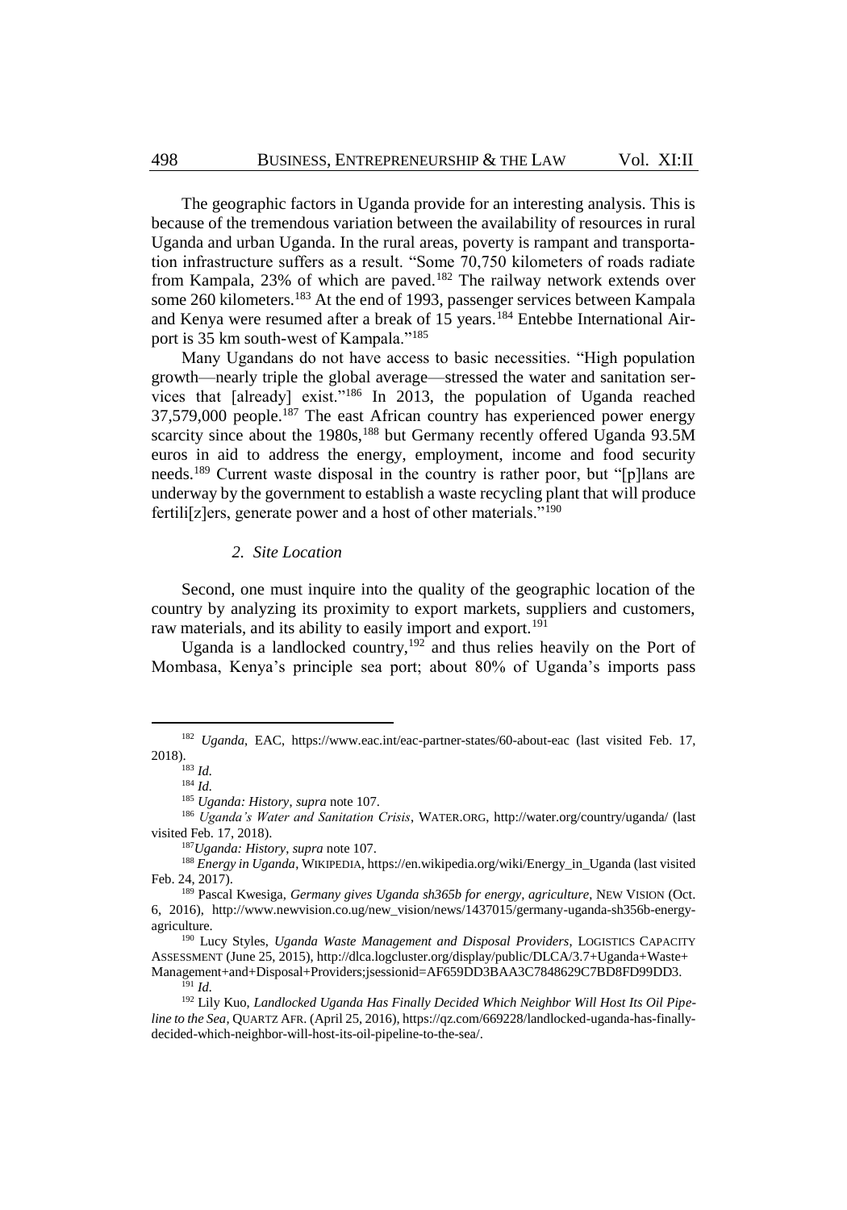The geographic factors in Uganda provide for an interesting analysis. This is because of the tremendous variation between the availability of resources in rural Uganda and urban Uganda. In the rural areas, poverty is rampant and transportation infrastructure suffers as a result. "Some 70,750 kilometers of roads radiate from Kampala, 23% of which are paved.[182] The railway network extends over some 260 kilometers.[183] At the end of 1993, passenger services between Kampala and Kenya were resumed after a break of 15 years.[184] Entebbe International Airport is 35 km south-west of Kampala."[185]

Many Ugandans do not have access to basic necessities. "High population growth—nearly triple the global average—stressed the water and sanitation services that [already] exist."[186] In 2013, the population of Uganda reached 37,579,000 people.[187] The east African country has experienced power energy scarcity since about the 1980s,[188] but Germany recently offered Uganda 93.5M euros in aid to address the energy, employment, income and food security needs.[189] Current waste disposal in the country is rather poor, but "[p]lans are underway by the government to establish a waste recycling plant that will produce fertili[z]ers, generate power and a host of other materials."[190]

### *2. Site Location*

Second, one must inquire into the quality of the geographic location of the country by analyzing its proximity to export markets, suppliers and customers, raw materials, and its ability to easily import and export.[191]

Uganda is a landlocked country,[192] and thus relies heavily on the Port of Mombasa, Kenya's principle sea port; about 80% of Uganda's imports pass

---

[182] *Uganda*, EAC, https://www.eac.int/eac-partner-states/60-about-eac (last visited Feb. 17, 2018).

[183] *Id.*

[184] *Id.*

[185] *Uganda: History*, *supra* note 107.

[186] *Uganda's Water and Sanitation Crisis*, WATER.ORG, http://water.org/country/uganda/ (last visited Feb. 17, 2018).

[187] *Uganda: History*, *supra* note 107.

[188] *Energy in Uganda*, WIKIPEDIA, https://en.wikipedia.org/wiki/Energy_in_Uganda (last visited Feb. 24, 2017).

[189] Pascal Kwesiga, *Germany gives Uganda sh365b for energy, agriculture*, NEW VISION (Oct. 6, 2016), http://www.newvision.co.ug/new_vision/news/1437015/germany-uganda-sh356b-energy-agriculture.

[190] Lucy Styles, *Uganda Waste Management and Disposal Providers*, LOGISTICS CAPACITY ASSESSMENT (June 25, 2015), http://dlca.logcluster.org/display/public/DLCA/3.7+Uganda+Waste+Management+and+Disposal+Providers;jsessionid=AF659DD3BAA3C7848629C7BD8FD99DD3.

[191] *Id.*

[192] Lily Kuo, *Landlocked Uganda Has Finally Decided Which Neighbor Will Host Its Oil Pipeline to the Sea*, QUARTZ AFR. (April 25, 2016), https://qz.com/669228/landlocked-uganda-has-finally-decided-which-neighbor-will-host-its-oil-pipeline-to-the-sea/.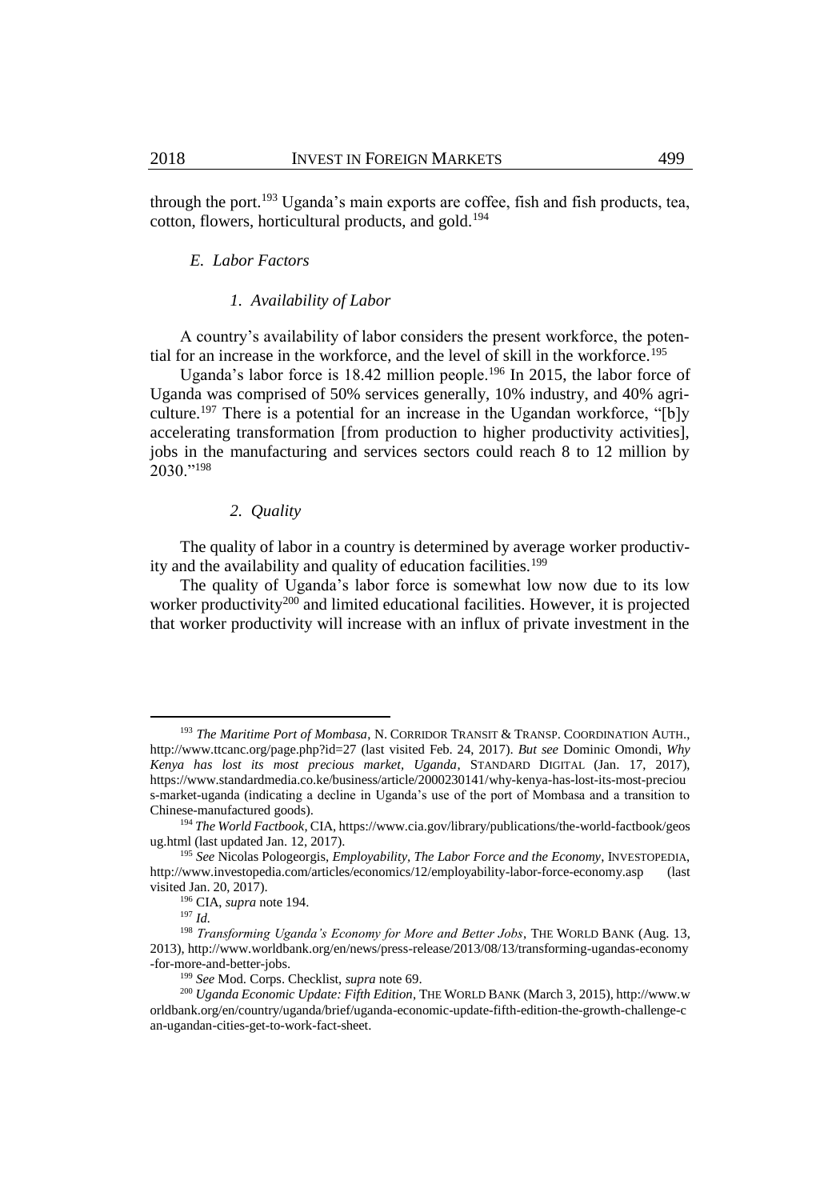through the port.[193] Uganda's main exports are coffee, fish and fish products, tea, cotton, flowers, horticultural products, and gold.[194]

### *E. Labor Factors*

#### *1. Availability of Labor*

A country's availability of labor considers the present workforce, the potential for an increase in the workforce, and the level of skill in the workforce.[195]

Uganda's labor force is 18.42 million people.[196] In 2015, the labor force of Uganda was comprised of 50% services generally, 10% industry, and 40% agriculture.[197] There is a potential for an increase in the Ugandan workforce, "[b]y accelerating transformation [from production to higher productivity activities], jobs in the manufacturing and services sectors could reach 8 to 12 million by 2030."[198]

#### *2. Quality*

The quality of labor in a country is determined by average worker productivity and the availability and quality of education facilities.[199]

The quality of Uganda's labor force is somewhat low now due to its low worker productivity[200] and limited educational facilities. However, it is projected that worker productivity will increase with an influx of private investment in the

---

[193] *The Maritime Port of Mombasa*, N. CORRIDOR TRANSIT & TRANSP. COORDINATION AUTH., http://www.ttcanc.org/page.php?id=27 (last visited Feb. 24, 2017). *But see* Dominic Omondi, *Why Kenya has lost its most precious market, Uganda*, STANDARD DIGITAL (Jan. 17, 2017), https://www.standardmedia.co.ke/business/article/2000230141/why-kenya-has-lost-its-most-precious-market-uganda (indicating a decline in Uganda's use of the port of Mombasa and a transition to Chinese-manufactured goods).

[194] *The World Factbook*, CIA, https://www.cia.gov/library/publications/the-world-factbook/geos/ug.html (last updated Jan. 12, 2017).

[195] *See* Nicolas Pologeorgis, *Employability, The Labor Force and the Economy*, INVESTOPEDIA, http://www.investopedia.com/articles/economics/12/employability-labor-force-economy.asp (last visited Jan. 20, 2017).

[196] CIA, *supra* note 194.

[197] *Id.*

[198] *Transforming Uganda's Economy for More and Better Jobs*, THE WORLD BANK (Aug. 13, 2013), http://www.worldbank.org/en/news/press-release/2013/08/13/transforming-ugandas-economy-for-more-and-better-jobs.

[199] *See* Mod. Corps. Checklist, *supra* note 69.

[200] *Uganda Economic Update: Fifth Edition*, THE WORLD BANK (March 3, 2015), http://www.worldbank.org/en/country/uganda/brief/uganda-economic-update-fifth-edition-the-growth-challenge-can-ugandan-cities-get-to-work-fact-sheet.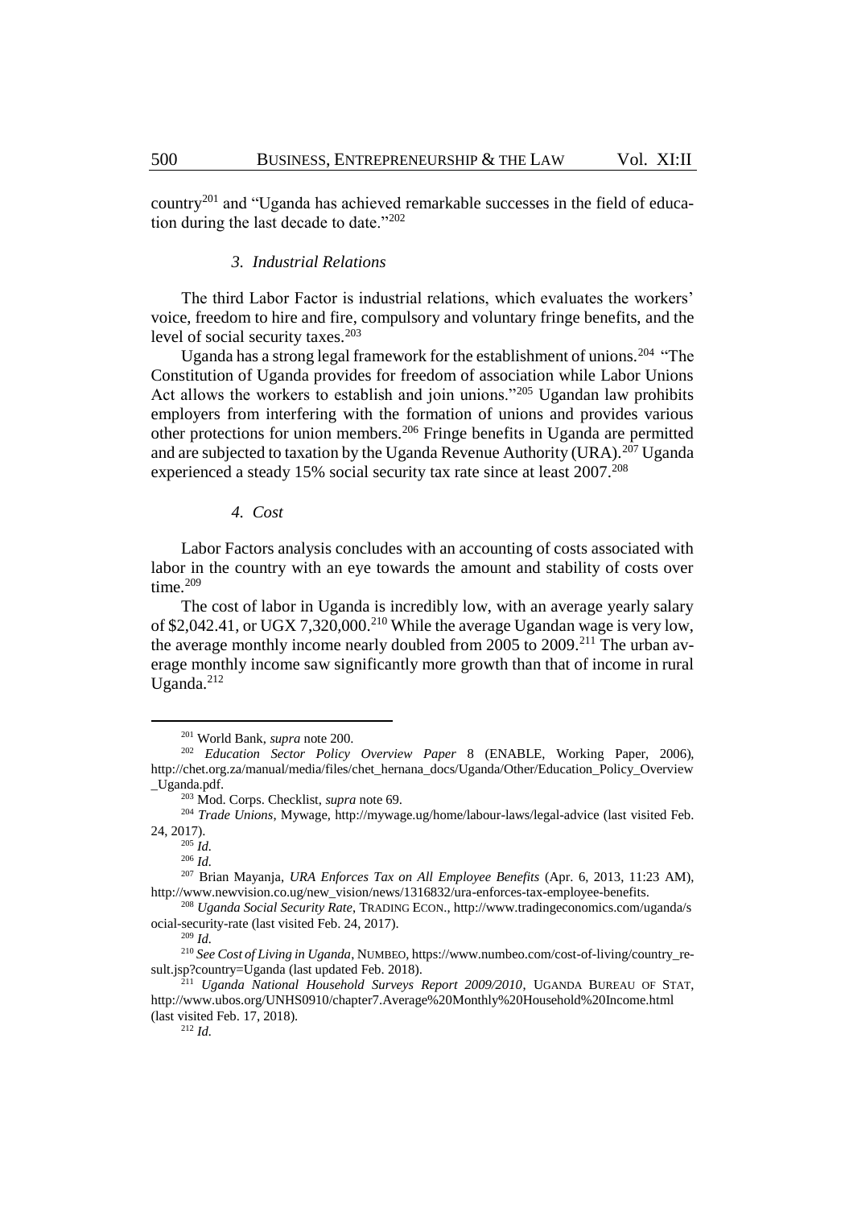country[201] and "Uganda has achieved remarkable successes in the field of education during the last decade to date."[202]

### *3. Industrial Relations*

The third Labor Factor is industrial relations, which evaluates the workers' voice, freedom to hire and fire, compulsory and voluntary fringe benefits, and the level of social security taxes.[203]

Uganda has a strong legal framework for the establishment of unions.[204] "The Constitution of Uganda provides for freedom of association while Labor Unions Act allows the workers to establish and join unions."[205] Ugandan law prohibits employers from interfering with the formation of unions and provides various other protections for union members.[206] Fringe benefits in Uganda are permitted and are subjected to taxation by the Uganda Revenue Authority (URA).[207] Uganda experienced a steady 15% social security tax rate since at least 2007.[208]

### *4. Cost*

Labor Factors analysis concludes with an accounting of costs associated with labor in the country with an eye towards the amount and stability of costs over time.[209]

The cost of labor in Uganda is incredibly low, with an average yearly salary of $2,042.41, or UGX 7,320,000.[210] While the average Ugandan wage is very low, the average monthly income nearly doubled from 2005 to 2009.[211] The urban average monthly income saw significantly more growth than that of income in rural Uganda.[212]

---

[201] World Bank, *supra* note 200.

[202] *Education Sector Policy Overview Paper* 8 (ENABLE, Working Paper, 2006), http://chet.org.za/manual/media/files/chet_hernana_docs/Uganda/Other/Education_Policy_Overview_Uganda.pdf.

[203] Mod. Corps. Checklist, *supra* note 69.

[204] *Trade Unions*, Mywage, http://mywage.ug/home/labour-laws/legal-advice (last visited Feb. 24, 2017).

[205] *Id.*

[206] *Id.*

[207] Brian Mayanja, *URA Enforces Tax on All Employee Benefits* (Apr. 6, 2013, 11:23 AM), http://www.newvision.co.ug/new_vision/news/1316832/ura-enforces-tax-employee-benefits.

[208] *Uganda Social Security Rate*, TRADING ECON., http://www.tradingeconomics.com/uganda/social-security-rate (last visited Feb. 24, 2017).

[209] *Id.*

[210] *See Cost of Living in Uganda*, NUMBEO, https://www.numbeo.com/cost-of-living/country_result.jsp?country=Uganda (last updated Feb. 2018).

[211] *Uganda National Household Surveys Report 2009/2010*, UGANDA BUREAU OF STAT, http://www.ubos.org/UNHS0910/chapter7.Average%20Monthly%20Household%20Income.html (last visited Feb. 17, 2018).

[212] *Id.*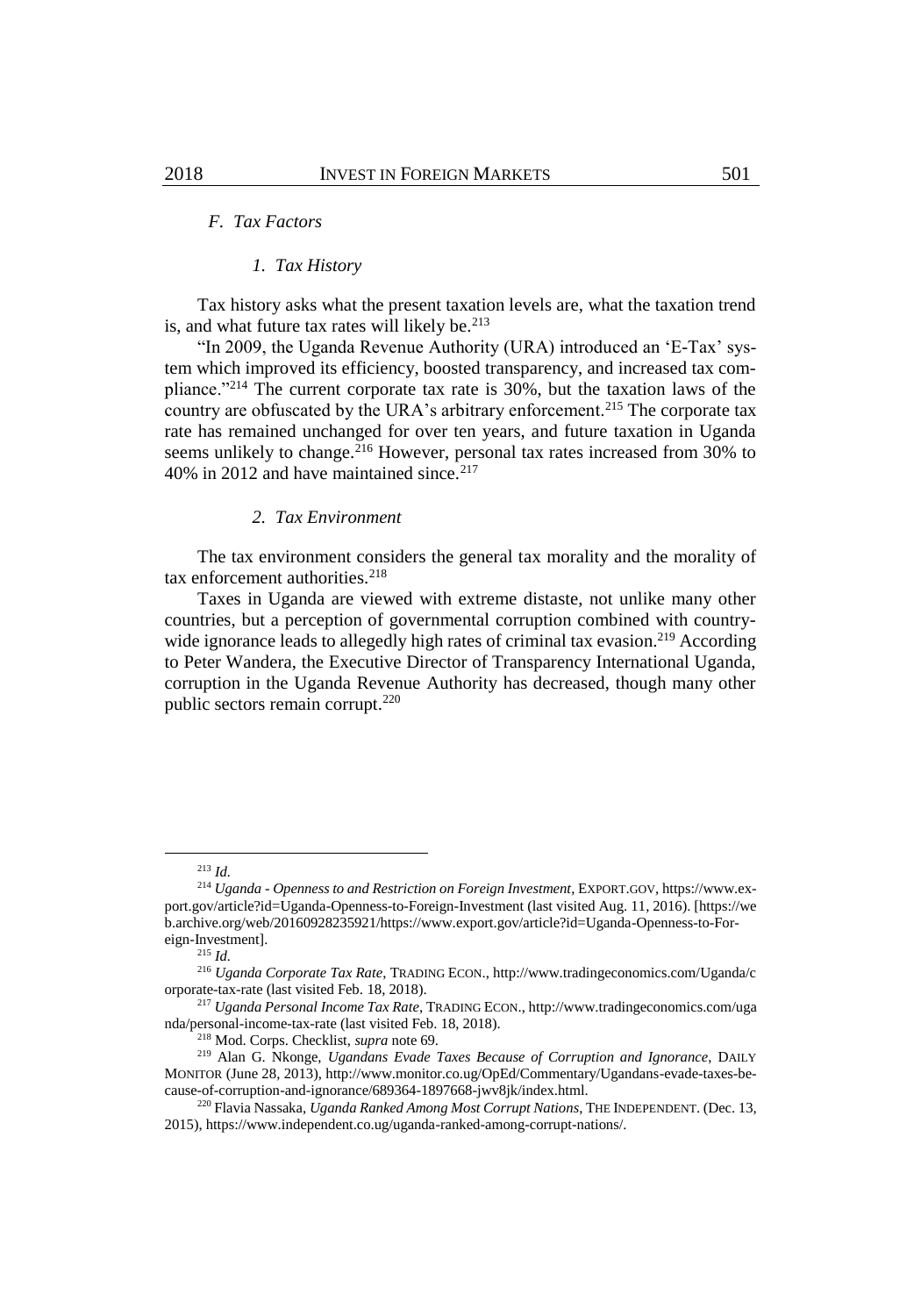### *F. Tax Factors*

#### *1. Tax History*

Tax history asks what the present taxation levels are, what the taxation trend is, and what future tax rates will likely be.[213]

"In 2009, the Uganda Revenue Authority (URA) introduced an 'E-Tax' system which improved its efficiency, boosted transparency, and increased tax compliance."[214] The current corporate tax rate is 30%, but the taxation laws of the country are obfuscated by the URA's arbitrary enforcement.[215] The corporate tax rate has remained unchanged for over ten years, and future taxation in Uganda seems unlikely to change.[216] However, personal tax rates increased from 30% to 40% in 2012 and have maintained since.[217]

#### *2. Tax Environment*

The tax environment considers the general tax morality and the morality of tax enforcement authorities.[218]

Taxes in Uganda are viewed with extreme distaste, not unlike many other countries, but a perception of governmental corruption combined with country-wide ignorance leads to allegedly high rates of criminal tax evasion.[219] According to Peter Wandera, the Executive Director of Transparency International Uganda, corruption in the Uganda Revenue Authority has decreased, though many other public sectors remain corrupt.[220]

---

[213] *Id.*

[214] *Uganda - Openness to and Restriction on Foreign Investment*, EXPORT.GOV, https://www.export.gov/article?id=Uganda-Openness-to-Foreign-Investment (last visited Aug. 11, 2016). [https://web.archive.org/web/20160928235921/https://www.export.gov/article?id=Uganda-Openness-to-Foreign-Investment].

[215] *Id.*

[216] *Uganda Corporate Tax Rate*, TRADING ECON., http://www.tradingeconomics.com/Uganda/corporate-tax-rate (last visited Feb. 18, 2018).

[217] *Uganda Personal Income Tax Rate*, TRADING ECON., http://www.tradingeconomics.com/uganda/personal-income-tax-rate (last visited Feb. 18, 2018).

[218] Mod. Corps. Checklist, *supra* note 69.

[219] Alan G. Nkonge, *Ugandans Evade Taxes Because of Corruption and Ignorance*, DAILY MONITOR (June 28, 2013), http://www.monitor.co.ug/OpEd/Commentary/Ugandans-evade-taxes-because-of-corruption-and-ignorance/689364-1897668-jwv8jk/index.html.

[220] Flavia Nassaka, *Uganda Ranked Among Most Corrupt Nations*, THE INDEPENDENT. (Dec. 13, 2015), https://www.independent.co.ug/uganda-ranked-among-corrupt-nations/.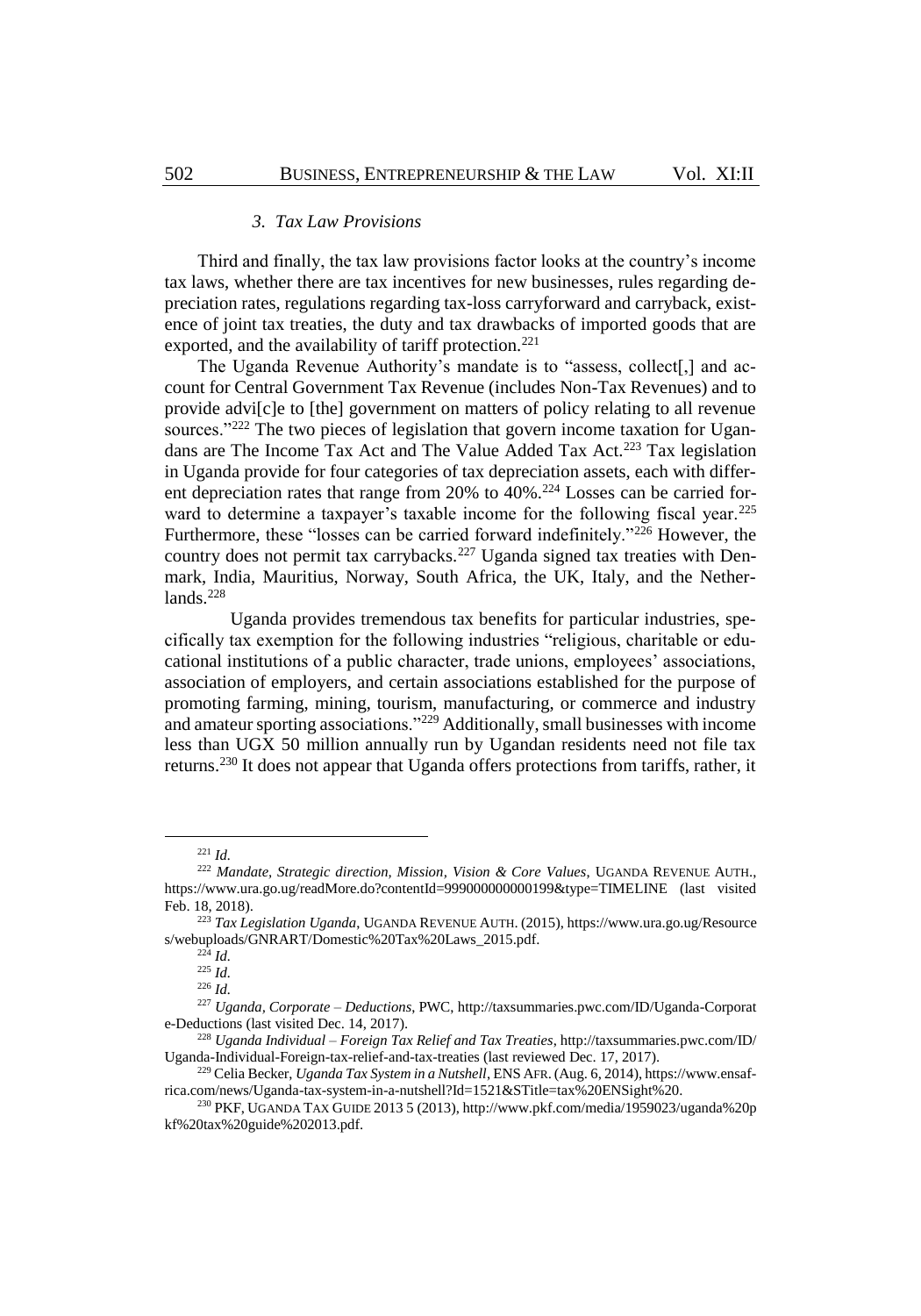### *3. Tax Law Provisions*

Third and finally, the tax law provisions factor looks at the country's income tax laws, whether there are tax incentives for new businesses, rules regarding depreciation rates, regulations regarding tax-loss carryforward and carryback, existence of joint tax treaties, the duty and tax drawbacks of imported goods that are exported, and the availability of tariff protection.[221]

The Uganda Revenue Authority's mandate is to "assess, collect[,] and account for Central Government Tax Revenue (includes Non-Tax Revenues) and to provide advi[c]e to [the] government on matters of policy relating to all revenue sources."[222] The two pieces of legislation that govern income taxation for Ugandans are The Income Tax Act and The Value Added Tax Act.[223] Tax legislation in Uganda provide for four categories of tax depreciation assets, each with different depreciation rates that range from 20% to 40%.[224] Losses can be carried forward to determine a taxpayer's taxable income for the following fiscal year.[225] Furthermore, these "losses can be carried forward indefinitely."[226] However, the country does not permit tax carrybacks.[227] Uganda signed tax treaties with Denmark, India, Mauritius, Norway, South Africa, the UK, Italy, and the Netherlands.[228]

Uganda provides tremendous tax benefits for particular industries, specifically tax exemption for the following industries "religious, charitable or educational institutions of a public character, trade unions, employees' associations, association of employers, and certain associations established for the purpose of promoting farming, mining, tourism, manufacturing, or commerce and industry and amateur sporting associations."[229] Additionally, small businesses with income less than UGX 50 million annually run by Ugandan residents need not file tax returns.[230] It does not appear that Uganda offers protections from tariffs, rather, it

---

[221] *Id.*

[222] *Mandate, Strategic direction, Mission, Vision & Core Values*, UGANDA REVENUE AUTH., https://www.ura.go.ug/readMore.do?contentId=999000000000199&type=TIMELINE (last visited Feb. 18, 2018).

[223] *Tax Legislation Uganda*, UGANDA REVENUE AUTH. (2015), https://www.ura.go.ug/Resources/webuploads/GNRART/Domestic%20Tax%20Laws_2015.pdf.

[224] *Id.*

[225] *Id.*

[226] *Id.*

[227] *Uganda, Corporate – Deductions*, PWC, http://taxsummaries.pwc.com/ID/Uganda-Corporate-Deductions (last visited Dec. 14, 2017).

[228] *Uganda Individual – Foreign Tax Relief and Tax Treaties*, http://taxsummaries.pwc.com/ID/Uganda-Individual-Foreign-tax-relief-and-tax-treaties (last reviewed Dec. 17, 2017).

[229] Celia Becker, *Uganda Tax System in a Nutshell*, ENS AFR. (Aug. 6, 2014), https://www.ensafrica.com/news/Uganda-tax-system-in-a-nutshell?Id=1521&STitle=tax%20ENSight%20.

[230] PKF, UGANDA TAX GUIDE 2013 5 (2013), http://www.pkf.com/media/1959023/uganda%20pkf%20tax%20guide%202013.pdf.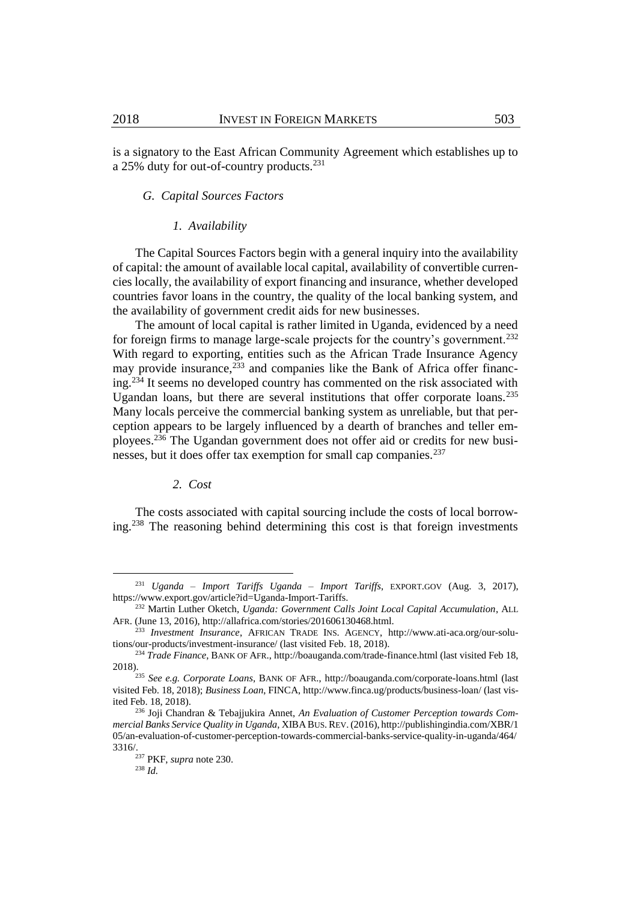is a signatory to the East African Community Agreement which establishes up to a 25% duty for out-of-country products.[231]

### G. Capital Sources Factors

#### 1. Availability

The Capital Sources Factors begin with a general inquiry into the availability of capital: the amount of available local capital, availability of convertible currencies locally, the availability of export financing and insurance, whether developed countries favor loans in the country, the quality of the local banking system, and the availability of government credit aids for new businesses.

The amount of local capital is rather limited in Uganda, evidenced by a need for foreign firms to manage large-scale projects for the country's government.[232] With regard to exporting, entities such as the African Trade Insurance Agency may provide insurance,[233] and companies like the Bank of Africa offer financing.[234] It seems no developed country has commented on the risk associated with Ugandan loans, but there are several institutions that offer corporate loans.[235] Many locals perceive the commercial banking system as unreliable, but that perception appears to be largely influenced by a dearth of branches and teller employees.[236] The Ugandan government does not offer aid or credits for new businesses, but it does offer tax exemption for small cap companies.[237]

#### 2. Cost

The costs associated with capital sourcing include the costs of local borrowing.[238] The reasoning behind determining this cost is that foreign investments

---

[231] *Uganda – Import Tariffs Uganda – Import Tariffs*, EXPORT.GOV (Aug. 3, 2017), https://www.export.gov/article?id=Uganda-Import-Tariffs.

[232] Martin Luther Oketch, *Uganda: Government Calls Joint Local Capital Accumulation*, ALL AFR. (June 13, 2016), http://allafrica.com/stories/201606130468.html.

[233] *Investment Insurance*, AFRICAN TRADE INS. AGENCY, http://www.ati-aca.org/our-solutions/our-products/investment-insurance/ (last visited Feb. 18, 2018).

[234] *Trade Finance*, BANK OF AFR., http://boauganda.com/trade-finance.html (last visited Feb 18, 2018).

[235] *See e.g. Corporate Loans*, BANK OF AFR., http://boauganda.com/corporate-loans.html (last visited Feb. 18, 2018); *Business Loan*, FINCA, http://www.finca.ug/products/business-loan/ (last visited Feb. 18, 2018).

[236] Joji Chandran & Tebajjukira Annet, *An Evaluation of Customer Perception towards Commercial Banks Service Quality in Uganda*, XIBA BUS. REV. (2016), http://publishingindia.com/XBR/105/an-evaluation-of-customer-perception-towards-commercial-banks-service-quality-in-uganda/464/3316/.

[237] PKF, *supra* note 230.

[238] *Id.*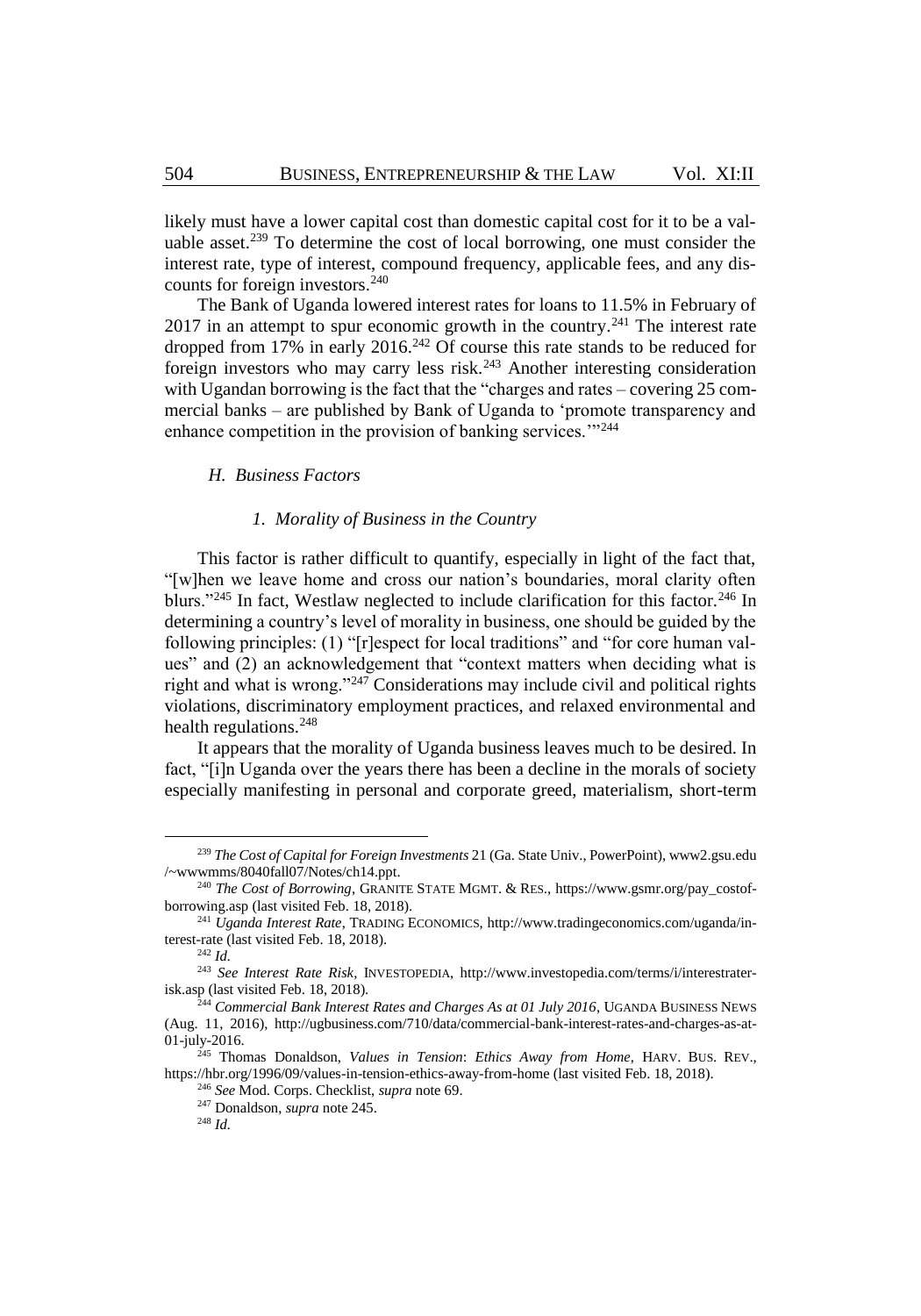likely must have a lower capital cost than domestic capital cost for it to be a valuable asset.[239] To determine the cost of local borrowing, one must consider the interest rate, type of interest, compound frequency, applicable fees, and any discounts for foreign investors.[240]

The Bank of Uganda lowered interest rates for loans to 11.5% in February of 2017 in an attempt to spur economic growth in the country.[241] The interest rate dropped from 17% in early 2016.[242] Of course this rate stands to be reduced for foreign investors who may carry less risk.[243] Another interesting consideration with Ugandan borrowing is the fact that the "charges and rates – covering 25 commercial banks – are published by Bank of Uganda to 'promote transparency and enhance competition in the provision of banking services.'"[244]

### *H. Business Factors*

#### *1. Morality of Business in the Country*

This factor is rather difficult to quantify, especially in light of the fact that, "[w]hen we leave home and cross our nation's boundaries, moral clarity often blurs."[245] In fact, Westlaw neglected to include clarification for this factor.[246] In determining a country's level of morality in business, one should be guided by the following principles: (1) "[r]espect for local traditions" and "for core human values" and (2) an acknowledgement that "context matters when deciding what is right and what is wrong."[247] Considerations may include civil and political rights violations, discriminatory employment practices, and relaxed environmental and health regulations.[248]

It appears that the morality of Uganda business leaves much to be desired. In fact, "[i]n Uganda over the years there has been a decline in the morals of society especially manifesting in personal and corporate greed, materialism, short-term

---

[239] *The Cost of Capital for Foreign Investments* 21 (Ga. State Univ., PowerPoint), www2.gsu.edu /~wwwmms/8040fall07/Notes/ch14.ppt.

[240] *The Cost of Borrowing*, GRANITE STATE MGMT. & RES., https://www.gsmr.org/pay_costofborrowing.asp (last visited Feb. 18, 2018).

[241] *Uganda Interest Rate*, TRADING ECONOMICS, http://www.tradingeconomics.com/uganda/interest-rate (last visited Feb. 18, 2018).

[242] *Id.*

[243] *See Interest Rate Risk*, INVESTOPEDIA, http://www.investopedia.com/terms/i/interestraterisk.asp (last visited Feb. 18, 2018).

[244] *Commercial Bank Interest Rates and Charges As at 01 July 2016*, UGANDA BUSINESS NEWS (Aug. 11, 2016), http://ugbusiness.com/710/data/commercial-bank-interest-rates-and-charges-as-at-01-july-2016.

[245] Thomas Donaldson, *Values in Tension*: *Ethics Away from Home*, HARV. BUS. REV., https://hbr.org/1996/09/values-in-tension-ethics-away-from-home (last visited Feb. 18, 2018).

[246] *See* Mod. Corps. Checklist, *supra* note 69.

[247] Donaldson, *supra* note 245.

[248] *Id.*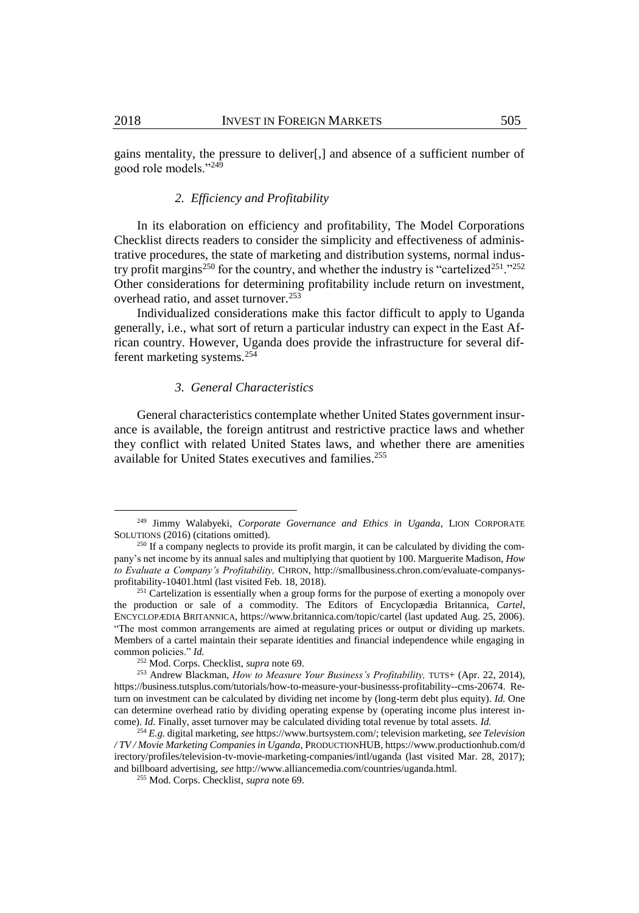gains mentality, the pressure to deliver[,] and absence of a sufficient number of good role models."[249]

### 2. *Efficiency and Profitability*

In its elaboration on efficiency and profitability, The Model Corporations Checklist directs readers to consider the simplicity and effectiveness of administrative procedures, the state of marketing and distribution systems, normal industry profit margins[250] for the country, and whether the industry is "cartelized[251]."[252] Other considerations for determining profitability include return on investment, overhead ratio, and asset turnover.[253]

Individualized considerations make this factor difficult to apply to Uganda generally, i.e., what sort of return a particular industry can expect in the East African country. However, Uganda does provide the infrastructure for several different marketing systems.[254]

### 3. *General Characteristics*

General characteristics contemplate whether United States government insurance is available, the foreign antitrust and restrictive practice laws and whether they conflict with related United States laws, and whether there are amenities available for United States executives and families.[255]

---

[249] Jimmy Walabyeki, *Corporate Governance and Ethics in Uganda*, LION CORPORATE SOLUTIONS (2016) (citations omitted).

[250] If a company neglects to provide its profit margin, it can be calculated by dividing the company's net income by its annual sales and multiplying that quotient by 100. Marguerite Madison, *How to Evaluate a Company's Profitability,* CHRON, http://smallbusiness.chron.com/evaluate-companys-profitability-10401.html (last visited Feb. 18, 2018).

[251] Cartelization is essentially when a group forms for the purpose of exerting a monopoly over the production or sale of a commodity. The Editors of Encyclopædia Britannica, *Cartel*, ENCYCLOPÆDIA BRITANNICA, https://www.britannica.com/topic/cartel (last updated Aug. 25, 2006). "The most common arrangements are aimed at regulating prices or output or dividing up markets. Members of a cartel maintain their separate identities and financial independence while engaging in common policies." *Id.*

[252] Mod. Corps. Checklist, *supra* note 69.

[253] Andrew Blackman, *How to Measure Your Business's Profitability,* TUTS+ (Apr. 22, 2014), https://business.tutsplus.com/tutorials/how-to-measure-your-businesss-profitability--cms-20674. Return on investment can be calculated by dividing net income by (long-term debt plus equity). *Id.* One can determine overhead ratio by dividing operating expense by (operating income plus interest income). *Id.* Finally, asset turnover may be calculated dividing total revenue by total assets. *Id.*

[254] *E.g.* digital marketing, *see* https://www.burtsystem.com/; television marketing, *see Television / TV / Movie Marketing Companies in Uganda*, PRODUCTIONHUB, https://www.productionhub.com/directory/profiles/television-tv-movie-marketing-companies/intl/uganda (last visited Mar. 28, 2017); and billboard advertising, *see* http://www.alliancemedia.com/countries/uganda.html.

[255] Mod. Corps. Checklist, *supra* note 69.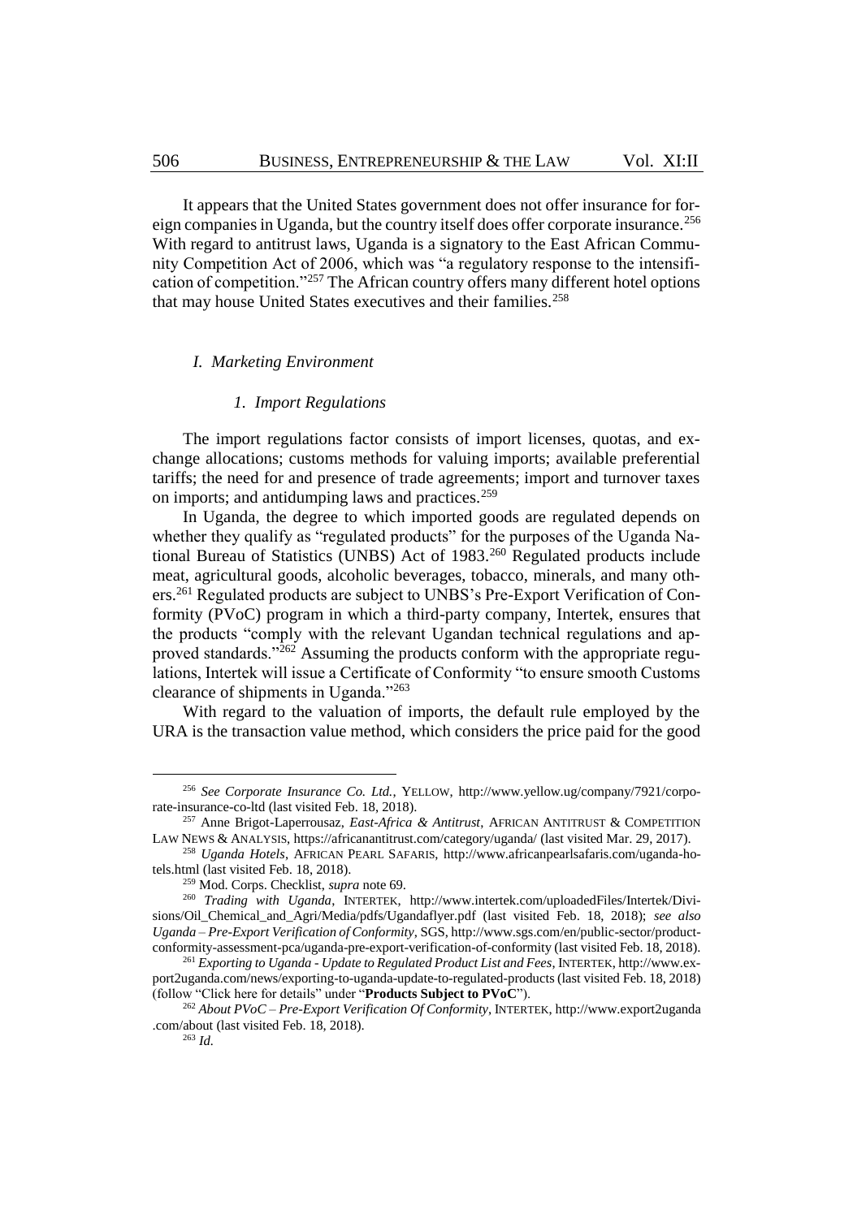It appears that the United States government does not offer insurance for foreign companies in Uganda, but the country itself does offer corporate insurance.[256] With regard to antitrust laws, Uganda is a signatory to the East African Community Competition Act of 2006, which was "a regulatory response to the intensification of competition."[257] The African country offers many different hotel options that may house United States executives and their families.[258]

### *I. Marketing Environment*

#### *1. Import Regulations*

The import regulations factor consists of import licenses, quotas, and exchange allocations; customs methods for valuing imports; available preferential tariffs; the need for and presence of trade agreements; import and turnover taxes on imports; and antidumping laws and practices.[259]

In Uganda, the degree to which imported goods are regulated depends on whether they qualify as "regulated products" for the purposes of the Uganda National Bureau of Statistics (UNBS) Act of 1983.[260] Regulated products include meat, agricultural goods, alcoholic beverages, tobacco, minerals, and many others.[261] Regulated products are subject to UNBS's Pre-Export Verification of Conformity (PVoC) program in which a third-party company, Intertek, ensures that the products "comply with the relevant Ugandan technical regulations and approved standards."[262] Assuming the products conform with the appropriate regulations, Intertek will issue a Certificate of Conformity "to ensure smooth Customs clearance of shipments in Uganda."[263]

With regard to the valuation of imports, the default rule employed by the URA is the transaction value method, which considers the price paid for the good

---

[256] *See Corporate Insurance Co. Ltd.*, YELLOW, http://www.yellow.ug/company/7921/corporate-insurance-co-ltd (last visited Feb. 18, 2018).

[257] Anne Brigot-Laperrousaz, *East-Africa & Antitrust*, AFRICAN ANTITRUST & COMPETITION LAW NEWS & ANALYSIS, https://africanantitrust.com/category/uganda/ (last visited Mar. 29, 2017).

[258] *Uganda Hotels*, AFRICAN PEARL SAFARIS, http://www.africanpearlsafaris.com/uganda-hotels.html (last visited Feb. 18, 2018).

[259] Mod. Corps. Checklist, *supra* note 69.

[260] *Trading with Uganda*, INTERTEK, http://www.intertek.com/uploadedFiles/Intertek/Divisions/Oil_Chemical_and_Agri/Media/pdfs/Ugandaflyer.pdf (last visited Feb. 18, 2018); *see also Uganda – Pre-Export Verification of Conformity*, SGS, http://www.sgs.com/en/public-sector/product-conformity-assessment-pca/uganda-pre-export-verification-of-conformity (last visited Feb. 18, 2018).

[261] *Exporting to Uganda - Update to Regulated Product List and Fees*, INTERTEK, http://www.export2uganda.com/news/exporting-to-uganda-update-to-regulated-products (last visited Feb. 18, 2018) (follow "Click here for details" under "**Products Subject to PVoC**").

[262] *About PVoC – Pre-Export Verification Of Conformity*, INTERTEK, http://www.export2uganda.com/about (last visited Feb. 18, 2018).

[263] *Id.*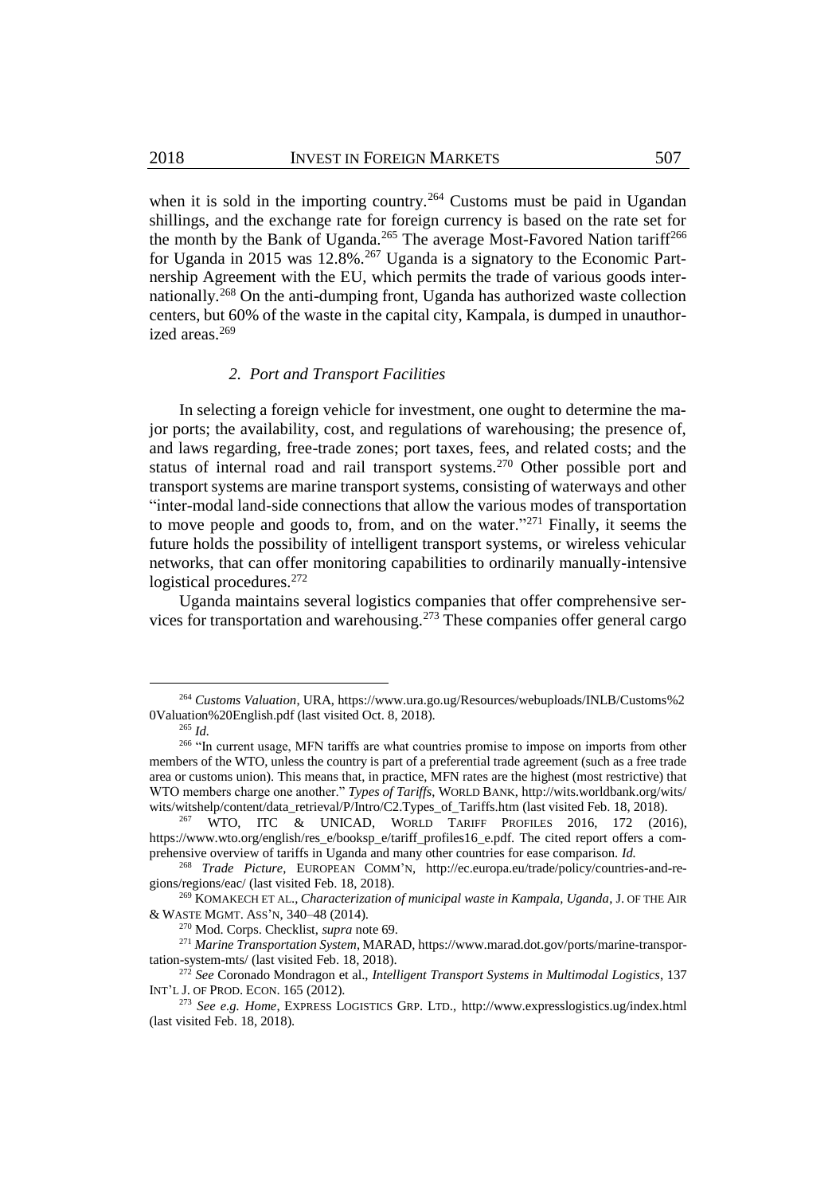when it is sold in the importing country.[264] Customs must be paid in Ugandan shillings, and the exchange rate for foreign currency is based on the rate set for the month by the Bank of Uganda.[265] The average Most-Favored Nation tariff[266] for Uganda in 2015 was 12.8%.[267] Uganda is a signatory to the Economic Partnership Agreement with the EU, which permits the trade of various goods internationally.[268] On the anti-dumping front, Uganda has authorized waste collection centers, but 60% of the waste in the capital city, Kampala, is dumped in unauthorized areas.[269]

### *2. Port and Transport Facilities*

In selecting a foreign vehicle for investment, one ought to determine the major ports; the availability, cost, and regulations of warehousing; the presence of, and laws regarding, free-trade zones; port taxes, fees, and related costs; and the status of internal road and rail transport systems.[270] Other possible port and transport systems are marine transport systems, consisting of waterways and other "inter-modal land-side connections that allow the various modes of transportation to move people and goods to, from, and on the water."[271] Finally, it seems the future holds the possibility of intelligent transport systems, or wireless vehicular networks, that can offer monitoring capabilities to ordinarily manually-intensive logistical procedures.[272]

Uganda maintains several logistics companies that offer comprehensive services for transportation and warehousing.[273] These companies offer general cargo

---

[264] *Customs Valuation*, URA, https://www.ura.go.ug/Resources/webuploads/INLB/Customs%20Valuation%20English.pdf (last visited Oct. 8, 2018).

[265] *Id.*

[266] "In current usage, MFN tariffs are what countries promise to impose on imports from other members of the WTO, unless the country is part of a preferential trade agreement (such as a free trade area or customs union). This means that, in practice, MFN rates are the highest (most restrictive) that WTO members charge one another." *Types of Tariffs*, WORLD BANK, http://wits.worldbank.org/wits/wits/witshelp/content/data_retrieval/P/Intro/C2.Types_of_Tariffs.htm (last visited Feb. 18, 2018).

[267] WTO, ITC & UNICAD, WORLD TARIFF PROFILES 2016, 172 (2016), https://www.wto.org/english/res_e/booksp_e/tariff_profiles16_e.pdf. The cited report offers a comprehensive overview of tariffs in Uganda and many other countries for ease comparison. *Id.*

[268] *Trade Picture*, EUROPEAN COMM'N, http://ec.europa.eu/trade/policy/countries-and-regions/regions/eac/ (last visited Feb. 18, 2018).

[269] KOMAKECH ET AL., *Characterization of municipal waste in Kampala, Uganda*, J. OF THE AIR & WASTE MGMT. ASS'N, 340–48 (2014).

[270] Mod. Corps. Checklist, *supra* note 69.

[271] *Marine Transportation System*, MARAD, https://www.marad.dot.gov/ports/marine-transportation-system-mts/ (last visited Feb. 18, 2018).

[272] *See* Coronado Mondragon et al., *Intelligent Transport Systems in Multimodal Logistics*, 137 INT'L J. OF PROD. ECON. 165 (2012).

[273] *See e.g. Home*, EXPRESS LOGISTICS GRP. LTD., http://www.expresslogistics.ug/index.html (last visited Feb. 18, 2018).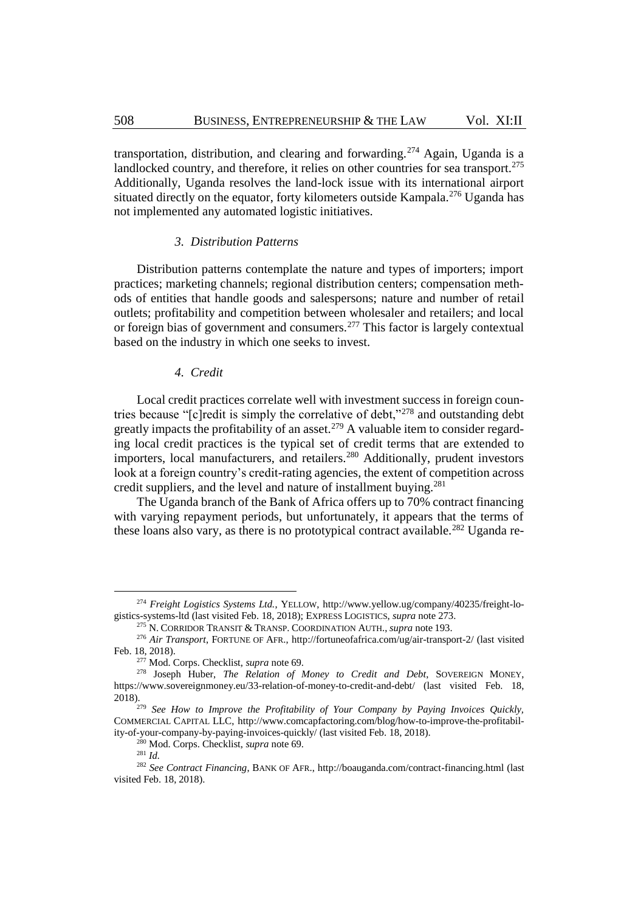transportation, distribution, and clearing and forwarding.[274] Again, Uganda is a landlocked country, and therefore, it relies on other countries for sea transport.[275] Additionally, Uganda resolves the land-lock issue with its international airport situated directly on the equator, forty kilometers outside Kampala.[276] Uganda has not implemented any automated logistic initiatives.

#### *3. Distribution Patterns*

Distribution patterns contemplate the nature and types of importers; import practices; marketing channels; regional distribution centers; compensation methods of entities that handle goods and salespersons; nature and number of retail outlets; profitability and competition between wholesaler and retailers; and local or foreign bias of government and consumers.[277] This factor is largely contextual based on the industry in which one seeks to invest.

#### *4. Credit*

Local credit practices correlate well with investment success in foreign countries because "[c]redit is simply the correlative of debt,"[278] and outstanding debt greatly impacts the profitability of an asset.[279] A valuable item to consider regarding local credit practices is the typical set of credit terms that are extended to importers, local manufacturers, and retailers.[280] Additionally, prudent investors look at a foreign country's credit-rating agencies, the extent of competition across credit suppliers, and the level and nature of installment buying.[281]

The Uganda branch of the Bank of Africa offers up to 70% contract financing with varying repayment periods, but unfortunately, it appears that the terms of these loans also vary, as there is no prototypical contract available.[282] Uganda re-

---

[274] *Freight Logistics Systems Ltd.*, YELLOW, http://www.yellow.ug/company/40235/freight-logistics-systems-ltd (last visited Feb. 18, 2018); EXPRESS LOGISTICS, *supra* note 273.

[275] N. CORRIDOR TRANSIT & TRANSP. COORDINATION AUTH., *supra* note 193.

[276] *Air Transport*, FORTUNE OF AFR., http://fortuneofafrica.com/ug/air-transport-2/ (last visited Feb. 18, 2018).

[277] Mod. Corps. Checklist, *supra* note 69.

[278] Joseph Huber, *The Relation of Money to Credit and Debt*, SOVEREIGN MONEY, https://www.sovereignmoney.eu/33-relation-of-money-to-credit-and-debt/ (last visited Feb. 18, 2018).

[279] *See How to Improve the Profitability of Your Company by Paying Invoices Quickly*, COMMERCIAL CAPITAL LLC, http://www.comcapfactoring.com/blog/how-to-improve-the-profitability-of-your-company-by-paying-invoices-quickly/ (last visited Feb. 18, 2018).

[280] Mod. Corps. Checklist, *supra* note 69.

[281] *Id.*

[282] *See Contract Financing*, BANK OF AFR., http://boauganda.com/contract-financing.html (last visited Feb. 18, 2018).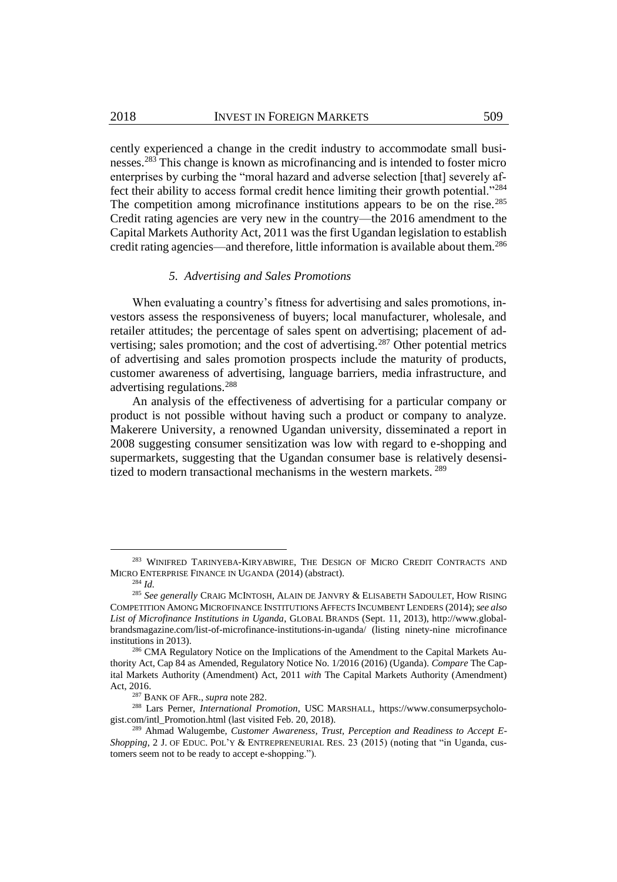cently experienced a change in the credit industry to accommodate small businesses.[283] This change is known as microfinancing and is intended to foster micro enterprises by curbing the "moral hazard and adverse selection [that] severely affect their ability to access formal credit hence limiting their growth potential."[284] The competition among microfinance institutions appears to be on the rise.[285] Credit rating agencies are very new in the country—the 2016 amendment to the Capital Markets Authority Act, 2011 was the first Ugandan legislation to establish credit rating agencies—and therefore, little information is available about them.[286]

### *5. Advertising and Sales Promotions*

When evaluating a country's fitness for advertising and sales promotions, investors assess the responsiveness of buyers; local manufacturer, wholesale, and retailer attitudes; the percentage of sales spent on advertising; placement of advertising; sales promotion; and the cost of advertising.[287] Other potential metrics of advertising and sales promotion prospects include the maturity of products, customer awareness of advertising, language barriers, media infrastructure, and advertising regulations.[288]

An analysis of the effectiveness of advertising for a particular company or product is not possible without having such a product or company to analyze. Makerere University, a renowned Ugandan university, disseminated a report in 2008 suggesting consumer sensitization was low with regard to e-shopping and supermarkets, suggesting that the Ugandan consumer base is relatively desensitized to modern transactional mechanisms in the western markets.[289]

---

[283] WINIFRED TARINYEBA-KIRYABWIRE, THE DESIGN OF MICRO CREDIT CONTRACTS AND MICRO ENTERPRISE FINANCE IN UGANDA (2014) (abstract).

[284] *Id.*

[285] *See generally* CRAIG MCINTOSH, ALAIN DE JANVRY & ELISABETH SADOULET, HOW RISING COMPETITION AMONG MICROFINANCE INSTITUTIONS AFFECTS INCUMBENT LENDERS (2014); *see also* *List of Microfinance Institutions in Uganda*, GLOBAL BRANDS (Sept. 11, 2013), http://www.globalbrandsmagazine.com/list-of-microfinance-institutions-in-uganda/ (listing ninety-nine microfinance institutions in 2013).

[286] CMA Regulatory Notice on the Implications of the Amendment to the Capital Markets Authority Act, Cap 84 as Amended, Regulatory Notice No. 1/2016 (2016) (Uganda). *Compare* The Capital Markets Authority (Amendment) Act, 2011 *with* The Capital Markets Authority (Amendment) Act, 2016.

[287] BANK OF AFR., *supra* note 282.

[288] Lars Perner, *International Promotion*, USC MARSHALL, https://www.consumerpsychologist.com/intl_Promotion.html (last visited Feb. 20, 2018).

[289] Ahmad Walugembe, *Customer Awareness, Trust, Perception and Readiness to Accept E-Shopping*, 2 J. OF EDUC. POL'Y & ENTREPRENEURIAL RES. 23 (2015) (noting that "in Uganda, customers seem not to be ready to accept e-shopping.").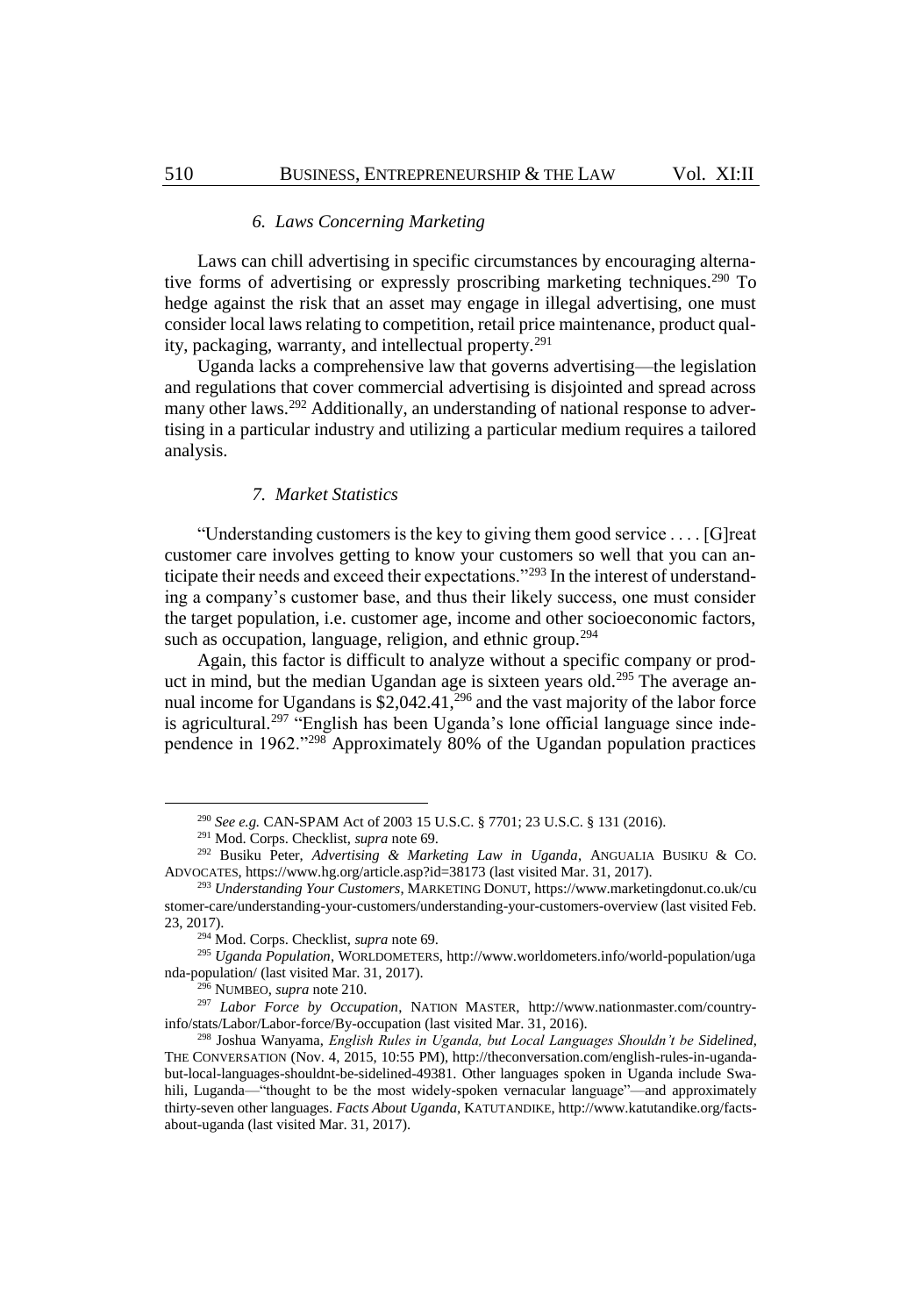### *6. Laws Concerning Marketing*

Laws can chill advertising in specific circumstances by encouraging alternative forms of advertising or expressly proscribing marketing techniques.[290] To hedge against the risk that an asset may engage in illegal advertising, one must consider local laws relating to competition, retail price maintenance, product quality, packaging, warranty, and intellectual property.[291]

Uganda lacks a comprehensive law that governs advertising—the legislation and regulations that cover commercial advertising is disjointed and spread across many other laws.[292] Additionally, an understanding of national response to advertising in a particular industry and utilizing a particular medium requires a tailored analysis.

### *7. Market Statistics*

"Understanding customers is the key to giving them good service . . . . [G]reat customer care involves getting to know your customers so well that you can anticipate their needs and exceed their expectations."[293] In the interest of understanding a company's customer base, and thus their likely success, one must consider the target population, i.e. customer age, income and other socioeconomic factors, such as occupation, language, religion, and ethnic group.[294]

Again, this factor is difficult to analyze without a specific company or product in mind, but the median Ugandan age is sixteen years old.[295] The average annual income for Ugandans is $2,042.41,[296] and the vast majority of the labor force is agricultural.[297] "English has been Uganda's lone official language since independence in 1962."[298] Approximately 80% of the Ugandan population practices

---

[290] *See e.g.* CAN-SPAM Act of 2003 15 U.S.C. § 7701; 23 U.S.C. § 131 (2016).

[291] Mod. Corps. Checklist, *supra* note 69.

[292] Busiku Peter, *Advertising & Marketing Law in Uganda*, ANGUALIA BUSIKU & CO. ADVOCATES, https://www.hg.org/article.asp?id=38173 (last visited Mar. 31, 2017).

[293] *Understanding Your Customers*, MARKETING DONUT, https://www.marketingdonut.co.uk/customer-care/understanding-your-customers/understanding-your-customers-overview (last visited Feb. 23, 2017).

[294] Mod. Corps. Checklist, *supra* note 69.

[295] *Uganda Population*, WORLDOMETERS, http://www.worldometers.info/world-population/uganda-population/ (last visited Mar. 31, 2017).

[296] NUMBEO, *supra* note 210.

[297] *Labor Force by Occupation*, NATION MASTER, http://www.nationmaster.com/country-info/stats/Labor/Labor-force/By-occupation (last visited Mar. 31, 2016).

[298] Joshua Wanyama, *English Rules in Uganda, but Local Languages Shouldn't be Sidelined*, THE CONVERSATION (Nov. 4, 2015, 10:55 PM), http://theconversation.com/english-rules-in-uganda-but-local-languages-shouldnt-be-sidelined-49381. Other languages spoken in Uganda include Swahili, Luganda—"thought to be the most widely-spoken vernacular language"—and approximately thirty-seven other languages. *Facts About Uganda*, KATUTANDIKE, http://www.katutandike.org/facts-about-uganda (last visited Mar. 31, 2017).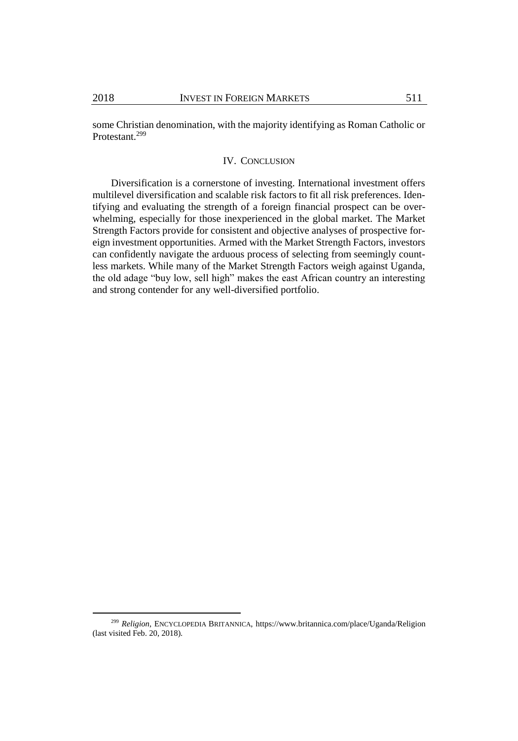some Christian denomination, with the majority identifying as Roman Catholic or Protestant.[299]

## IV. CONCLUSION

Diversification is a cornerstone of investing. International investment offers multilevel diversification and scalable risk factors to fit all risk preferences. Identifying and evaluating the strength of a foreign financial prospect can be overwhelming, especially for those inexperienced in the global market. The Market Strength Factors provide for consistent and objective analyses of prospective foreign investment opportunities. Armed with the Market Strength Factors, investors can confidently navigate the arduous process of selecting from seemingly countless markets. While many of the Market Strength Factors weigh against Uganda, the old adage "buy low, sell high" makes the east African country an interesting and strong contender for any well-diversified portfolio.

---

[299] *Religion*, ENCYCLOPEDIA BRITANNICA, https://www.britannica.com/place/Uganda/Religion (last visited Feb. 20, 2018).